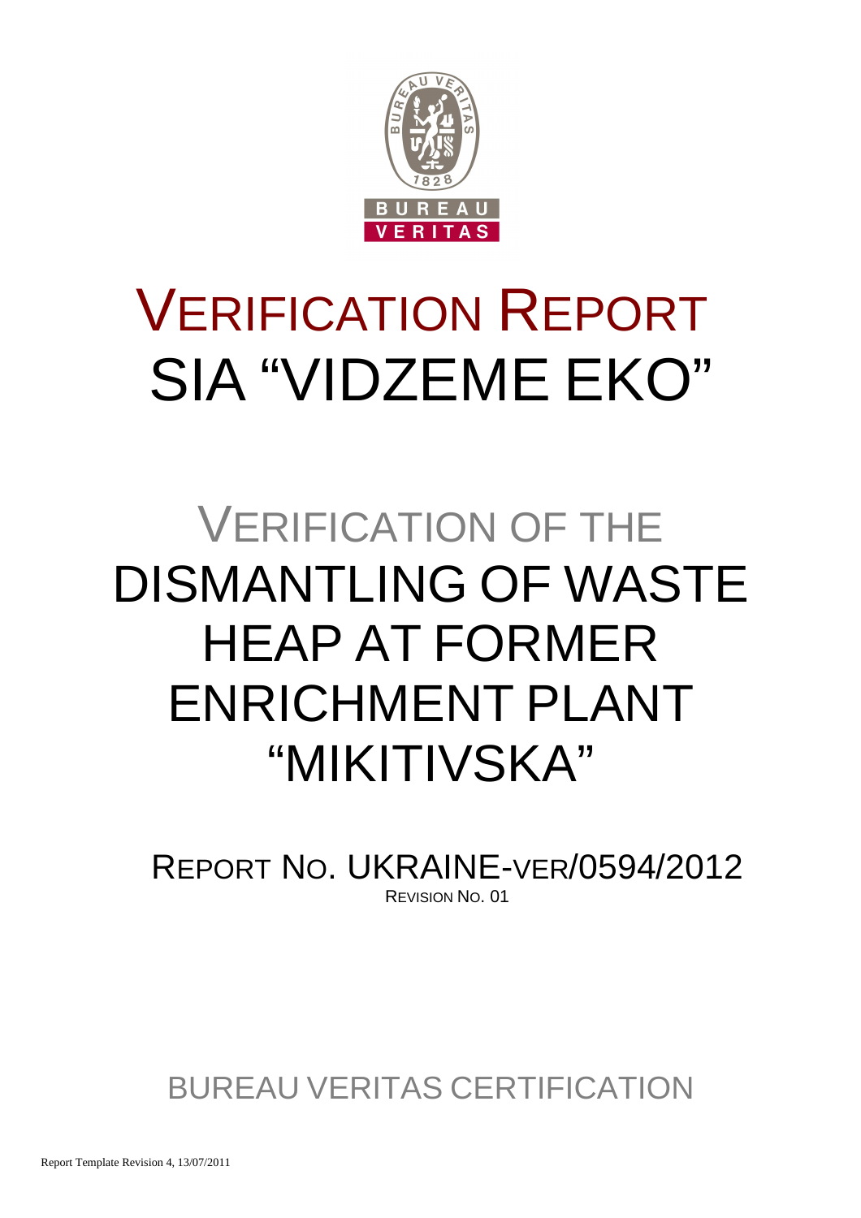# VERIFICATION REPORT
# SIA "VIDZEME EKO"

## VERIFICATION OF THE DISMANTLING OF WASTE HEAP AT FORMER ENRICHMENT PLANT "MIKITIVSKA"

REPORT NO. UKRAINE-VER/0594/2012

REVISION NO. 01

BUREAU VERITAS CERTIFICATION

Report Template Revision 4, 13/07/2011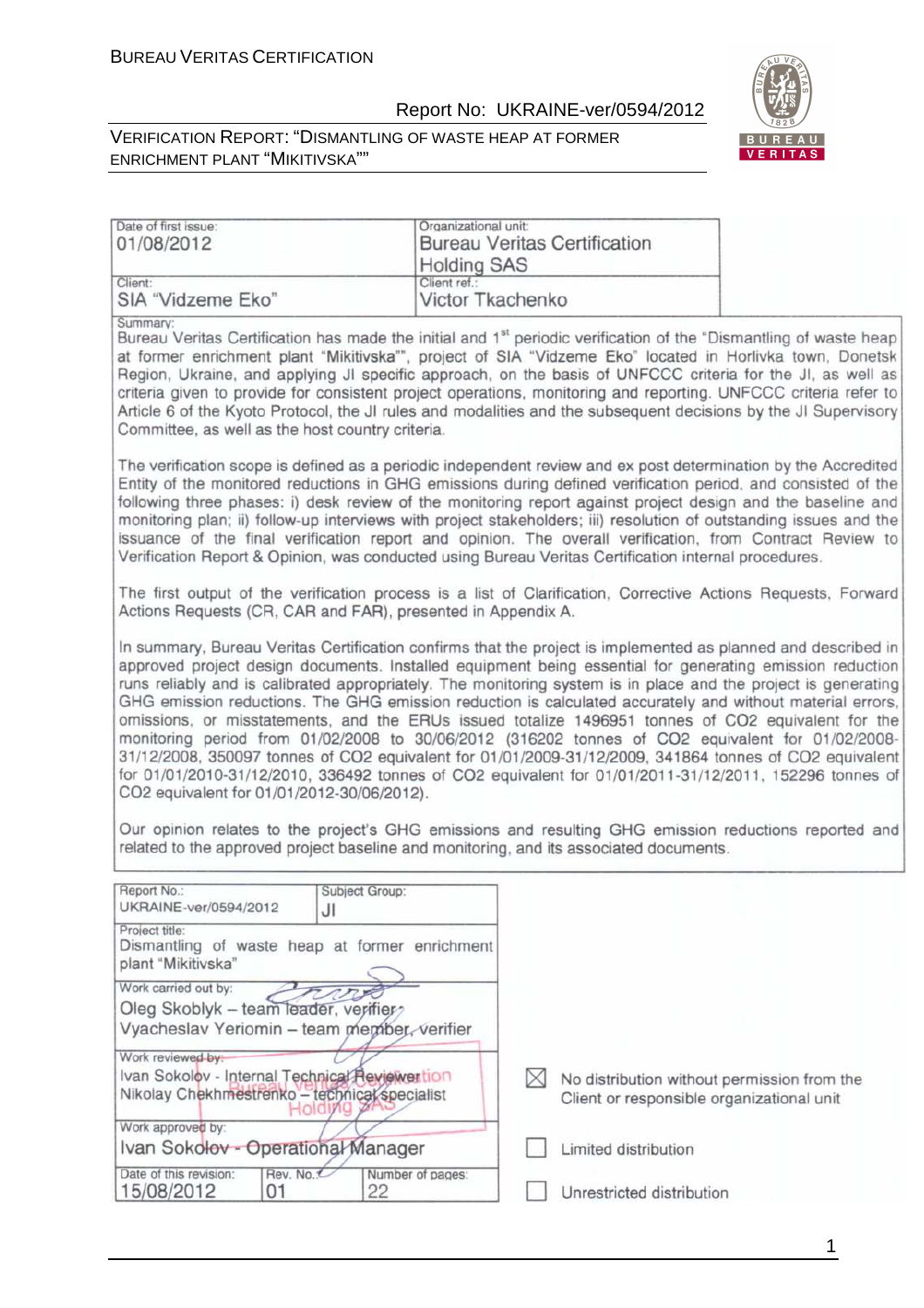| Date of first issue: 01/08/2012 | Organizational unit: Bureau Veritas Certification Holding SAS |
|---|---|
| Client: SIA "Vidzeme Eko" | Client ref.: Victor Tkachenko |

Summary:

Bureau Veritas Certification has made the initial and 1st periodic verification of the "Dismantling of waste heap at former enrichment plant "Mikitivska"", project of SIA "Vidzeme Eko" located in Horlivka town, Donetsk Region, Ukraine, and applying JI specific approach, on the basis of UNFCCC criteria for the JI, as well as criteria given to provide for consistent project operations, monitoring and reporting. UNFCCC criteria refer to Article 6 of the Kyoto Protocol, the JI rules and modalities and the subsequent decisions by the JI Supervisory Committee, as well as the host country criteria.

The verification scope is defined as a periodic independent review and ex post determination by the Accredited Entity of the monitored reductions in GHG emissions during defined verification period, and consisted of the following three phases: i) desk review of the monitoring report against project design and the baseline and monitoring plan; ii) follow-up interviews with project stakeholders; iii) resolution of outstanding issues and the issuance of the final verification report and opinion. The overall verification, from Contract Review to Verification Report & Opinion, was conducted using Bureau Veritas Certification internal procedures.

The first output of the verification process is a list of Clarification, Corrective Actions Requests, Forward Actions Requests (CR, CAR and FAR), presented in Appendix A.

In summary, Bureau Veritas Certification confirms that the project is implemented as planned and described in approved project design documents. Installed equipment being essential for generating emission reduction runs reliably and is calibrated appropriately. The monitoring system is in place and the project is generating GHG emission reductions. The GHG emission reduction is calculated accurately and without material errors, omissions, or misstatements, and the ERUs issued totalize 1496951 tonnes of CO2 equivalent for the monitoring period from 01/02/2008 to 30/06/2012 (316202 tonnes of CO2 equivalent for 01/02/2008-31/12/2008, 350097 tonnes of CO2 equivalent for 01/01/2009-31/12/2009, 341864 tonnes of CO2 equivalent for 01/01/2010-31/12/2010, 336492 tonnes of CO2 equivalent for 01/01/2011-31/12/2011, 152296 tonnes of CO2 equivalent for 01/01/2012-30/06/2012).

Our opinion relates to the project's GHG emissions and resulting GHG emission reductions reported and related to the approved project baseline and monitoring, and its associated documents.

| Report No.: UKRAINE-ver/0594/2012 | | Subject Group: JI |
|---|---|---|
| Project title: Dismantling of waste heap at former enrichment plant "Mikitivska" | | |
| Work carried out by: Oleg Skoblyk – team leader, verifier; Vyacheslav Yeriomin – team member, verifier | | |
| Work reviewed by: Ivan Sokolov - Internal Technical Reviewer; Nikolay Chekhmestrenko – technical specialist | | |
| Work approved by: Ivan Sokolov - Operational Manager | | |
| Date of this revision: 15/08/2012 | Rev. No.: 01 | Number of pages: 22 |

☒ No distribution without permission from the Client or responsible organizational unit

☐ Limited distribution

☐ Unrestricted distribution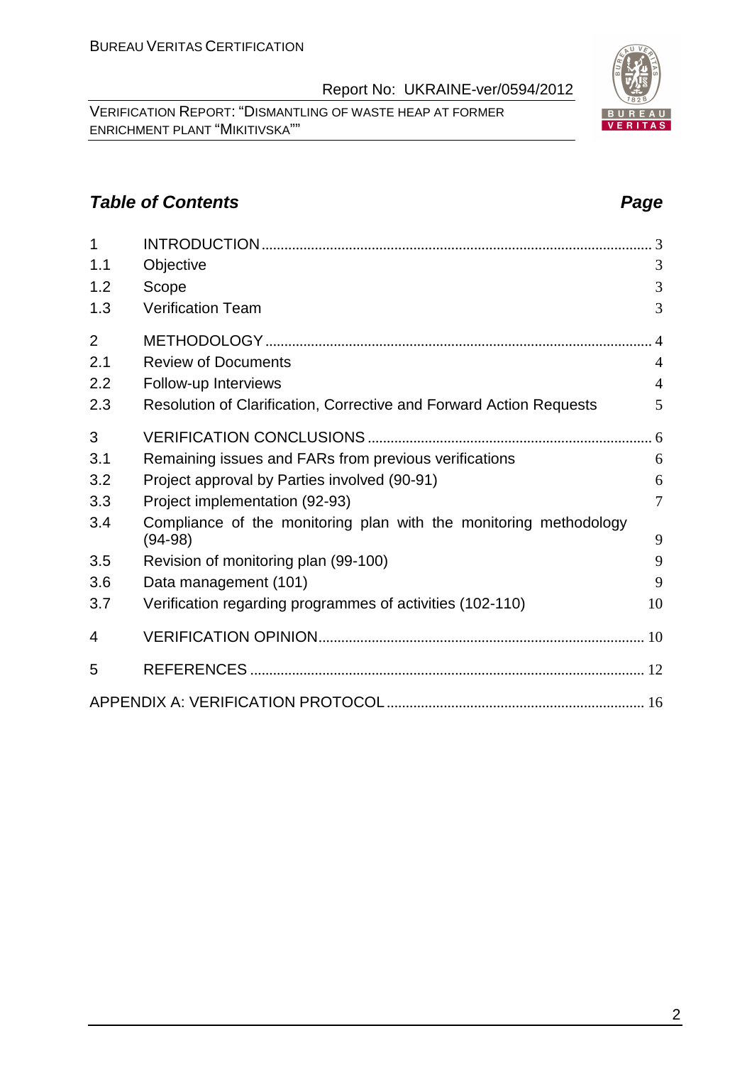## *Table of Contents* *Page*

| | | |
|---|---|---|
| 1 | INTRODUCTION | 3 |
| 1.1 | Objective | 3 |
| 1.2 | Scope | 3 |
| 1.3 | Verification Team | 3 |
| 2 | METHODOLOGY | 4 |
| 2.1 | Review of Documents | 4 |
| 2.2 | Follow-up Interviews | 4 |
| 2.3 | Resolution of Clarification, Corrective and Forward Action Requests | 5 |
| 3 | VERIFICATION CONCLUSIONS | 6 |
| 3.1 | Remaining issues and FARs from previous verifications | 6 |
| 3.2 | Project approval by Parties involved (90-91) | 6 |
| 3.3 | Project implementation (92-93) | 7 |
| 3.4 | Compliance of the monitoring plan with the monitoring methodology (94-98) | 9 |
| 3.5 | Revision of monitoring plan (99-100) | 9 |
| 3.6 | Data management (101) | 9 |
| 3.7 | Verification regarding programmes of activities (102-110) | 10 |
| 4 | VERIFICATION OPINION | 10 |
| 5 | REFERENCES | 12 |
| | APPENDIX A: VERIFICATION PROTOCOL | 16 |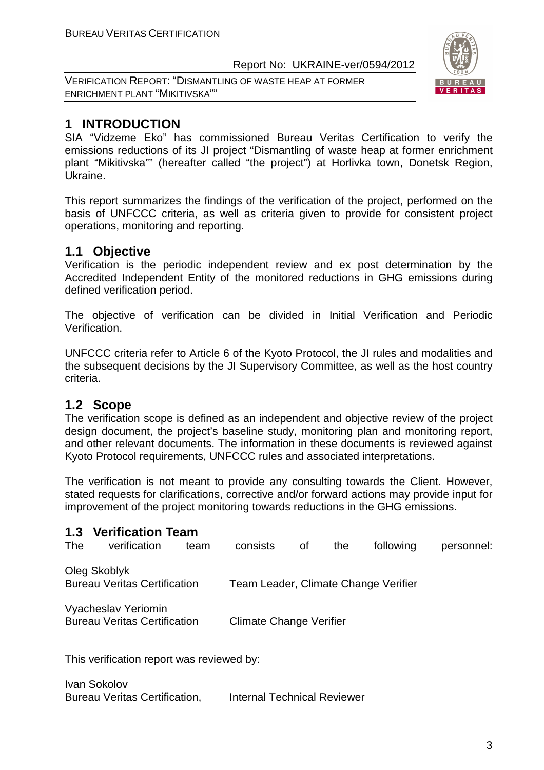# 1 INTRODUCTION

SIA "Vidzeme Eko" has commissioned Bureau Veritas Certification to verify the emissions reductions of its JI project "Dismantling of waste heap at former enrichment plant "Mikitivska"" (hereafter called "the project") at Horlivka town, Donetsk Region, Ukraine.

This report summarizes the findings of the verification of the project, performed on the basis of UNFCCC criteria, as well as criteria given to provide for consistent project operations, monitoring and reporting.

## 1.1 Objective

Verification is the periodic independent review and ex post determination by the Accredited Independent Entity of the monitored reductions in GHG emissions during defined verification period.

The objective of verification can be divided in Initial Verification and Periodic Verification.

UNFCCC criteria refer to Article 6 of the Kyoto Protocol, the JI rules and modalities and the subsequent decisions by the JI Supervisory Committee, as well as the host country criteria.

## 1.2 Scope

The verification scope is defined as an independent and objective review of the project design document, the project's baseline study, monitoring plan and monitoring report, and other relevant documents. The information in these documents is reviewed against Kyoto Protocol requirements, UNFCCC rules and associated interpretations.

The verification is not meant to provide any consulting towards the Client. However, stated requests for clarifications, corrective and/or forward actions may provide input for improvement of the project monitoring towards reductions in the GHG emissions.

## 1.3 Verification Team

The verification team consists of the following personnel:

| | |
|---|---|
| Oleg Skoblyk<br>Bureau Veritas Certification | Team Leader, Climate Change Verifier |
| Vyacheslav Yeriomin<br>Bureau Veritas Certification | Climate Change Verifier |

This verification report was reviewed by:

| | |
|---|---|
| Ivan Sokolov<br>Bureau Veritas Certification, | Internal Technical Reviewer |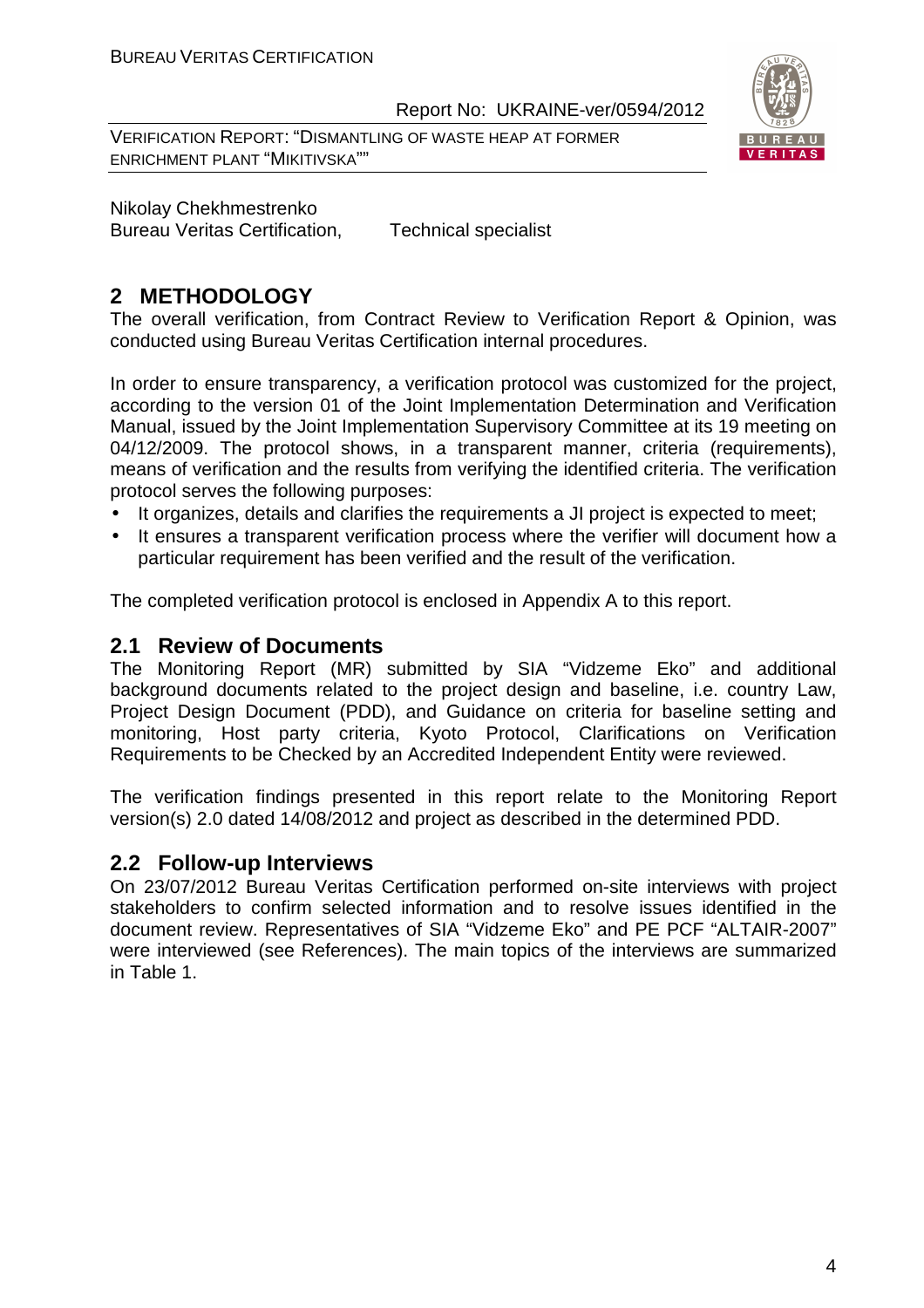Nikolay Chekhmestrenko
Bureau Veritas Certification, Technical specialist

# 2 METHODOLOGY

The overall verification, from Contract Review to Verification Report & Opinion, was conducted using Bureau Veritas Certification internal procedures.

In order to ensure transparency, a verification protocol was customized for the project, according to the version 01 of the Joint Implementation Determination and Verification Manual, issued by the Joint Implementation Supervisory Committee at its 19 meeting on 04/12/2009. The protocol shows, in a transparent manner, criteria (requirements), means of verification and the results from verifying the identified criteria. The verification protocol serves the following purposes:

- It organizes, details and clarifies the requirements a JI project is expected to meet;
- It ensures a transparent verification process where the verifier will document how a particular requirement has been verified and the result of the verification.

The completed verification protocol is enclosed in Appendix A to this report.

## 2.1 Review of Documents

The Monitoring Report (MR) submitted by SIA “Vidzeme Eko” and additional background documents related to the project design and baseline, i.e. country Law, Project Design Document (PDD), and Guidance on criteria for baseline setting and monitoring, Host party criteria, Kyoto Protocol, Clarifications on Verification Requirements to be Checked by an Accredited Independent Entity were reviewed.

The verification findings presented in this report relate to the Monitoring Report version(s) 2.0 dated 14/08/2012 and project as described in the determined PDD.

## 2.2 Follow-up Interviews

On 23/07/2012 Bureau Veritas Certification performed on-site interviews with project stakeholders to confirm selected information and to resolve issues identified in the document review. Representatives of SIA “Vidzeme Eko” and PE PCF “ALTAIR-2007” were interviewed (see References). The main topics of the interviews are summarized in Table 1.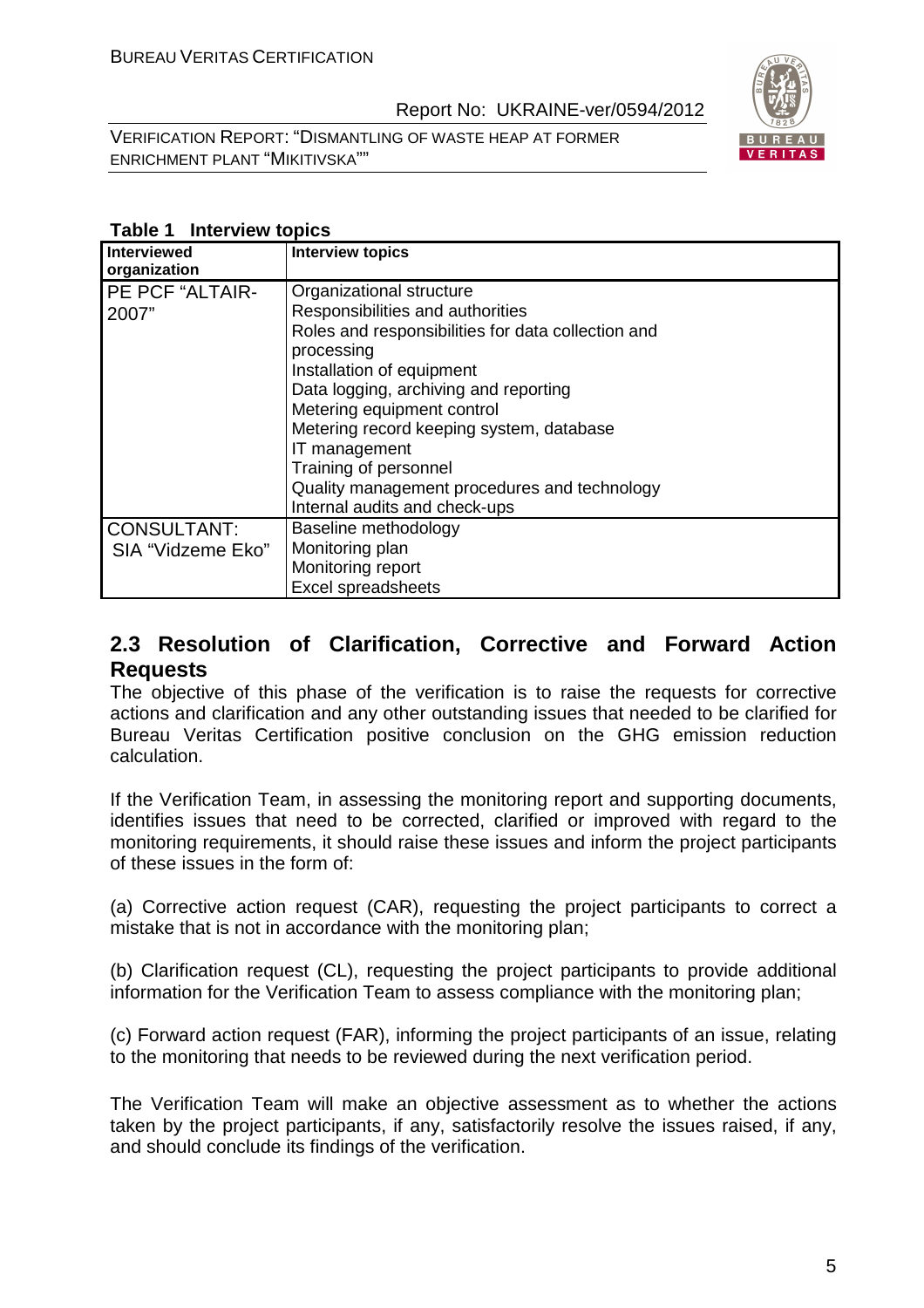**Table 1 Interview topics**

| Interviewed organization | Interview topics |
|---|---|
| PE PCF "ALTAIR-2007" | Organizational structure<br>Responsibilities and authorities<br>Roles and responsibilities for data collection and processing<br>Installation of equipment<br>Data logging, archiving and reporting<br>Metering equipment control<br>Metering record keeping system, database<br>IT management<br>Training of personnel<br>Quality management procedures and technology<br>Internal audits and check-ups |
| CONSULTANT: SIA "Vidzeme Eko" | Baseline methodology<br>Monitoring plan<br>Monitoring report<br>Excel spreadsheets |

## 2.3 Resolution of Clarification, Corrective and Forward Action Requests

The objective of this phase of the verification is to raise the requests for corrective actions and clarification and any other outstanding issues that needed to be clarified for Bureau Veritas Certification positive conclusion on the GHG emission reduction calculation.

If the Verification Team, in assessing the monitoring report and supporting documents, identifies issues that need to be corrected, clarified or improved with regard to the monitoring requirements, it should raise these issues and inform the project participants of these issues in the form of:

(a) Corrective action request (CAR), requesting the project participants to correct a mistake that is not in accordance with the monitoring plan;

(b) Clarification request (CL), requesting the project participants to provide additional information for the Verification Team to assess compliance with the monitoring plan;

(c) Forward action request (FAR), informing the project participants of an issue, relating to the monitoring that needs to be reviewed during the next verification period.

The Verification Team will make an objective assessment as to whether the actions taken by the project participants, if any, satisfactorily resolve the issues raised, if any, and should conclude its findings of the verification.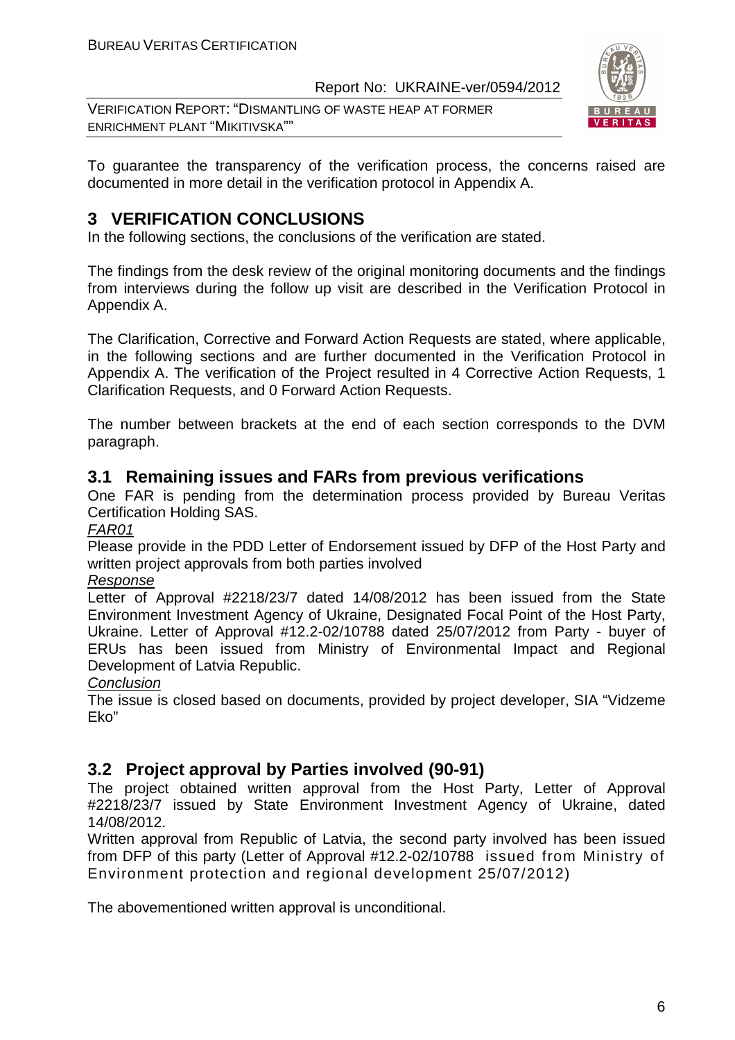To guarantee the transparency of the verification process, the concerns raised are documented in more detail in the verification protocol in Appendix A.

# 3 VERIFICATION CONCLUSIONS

In the following sections, the conclusions of the verification are stated.

The findings from the desk review of the original monitoring documents and the findings from interviews during the follow up visit are described in the Verification Protocol in Appendix A.

The Clarification, Corrective and Forward Action Requests are stated, where applicable, in the following sections and are further documented in the Verification Protocol in Appendix A. The verification of the Project resulted in 4 Corrective Action Requests, 1 Clarification Requests, and 0 Forward Action Requests.

The number between brackets at the end of each section corresponds to the DVM paragraph.

## 3.1 Remaining issues and FARs from previous verifications

One FAR is pending from the determination process provided by Bureau Veritas Certification Holding SAS.

FAR01

Please provide in the PDD Letter of Endorsement issued by DFP of the Host Party and written project approvals from both parties involved

Response

Letter of Approval #2218/23/7 dated 14/08/2012 has been issued from the State Environment Investment Agency of Ukraine, Designated Focal Point of the Host Party, Ukraine. Letter of Approval #12.2-02/10788 dated 25/07/2012 from Party - buyer of ERUs has been issued from Ministry of Environmental Impact and Regional Development of Latvia Republic.

Conclusion

The issue is closed based on documents, provided by project developer, SIA "Vidzeme Eko"

## 3.2 Project approval by Parties involved (90-91)

The project obtained written approval from the Host Party, Letter of Approval #2218/23/7 issued by State Environment Investment Agency of Ukraine, dated 14/08/2012.

Written approval from Republic of Latvia, the second party involved has been issued from DFP of this party (Letter of Approval #12.2-02/10788 issued from Ministry of Environment protection and regional development 25/07/2012)

The abovementioned written approval is unconditional.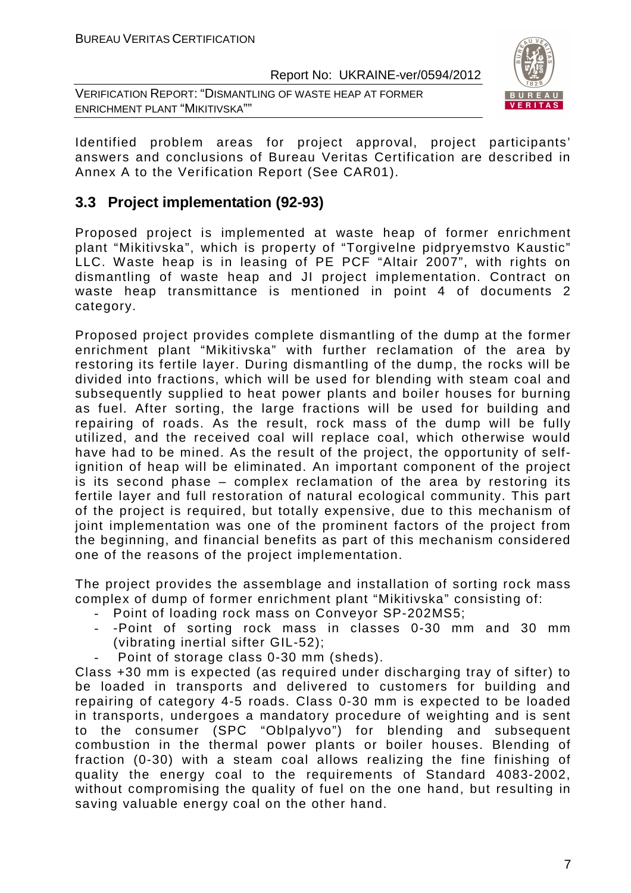Identified problem areas for project approval, project participants' answers and conclusions of Bureau Veritas Certification are described in Annex A to the Verification Report (See CAR01).

## 3.3 Project implementation (92-93)

Proposed project is implemented at waste heap of former enrichment plant "Mikitivska", which is property of "Torgivelne pidpryemstvo Kaustic" LLC. Waste heap is in leasing of PE PCF "Altair 2007", with rights on dismantling of waste heap and JI project implementation. Contract on waste heap transmittance is mentioned in point 4 of documents 2 category.

Proposed project provides complete dismantling of the dump at the former enrichment plant "Mikitivska" with further reclamation of the area by restoring its fertile layer. During dismantling of the dump, the rocks will be divided into fractions, which will be used for blending with steam coal and subsequently supplied to heat power plants and boiler houses for burning as fuel. After sorting, the large fractions will be used for building and repairing of roads. As the result, rock mass of the dump will be fully utilized, and the received coal will replace coal, which otherwise would have had to be mined. As the result of the project, the opportunity of self-ignition of heap will be eliminated. An important component of the project is its second phase – complex reclamation of the area by restoring its fertile layer and full restoration of natural ecological community. This part of the project is required, but totally expensive, due to this mechanism of joint implementation was one of the prominent factors of the project from the beginning, and financial benefits as part of this mechanism considered one of the reasons of the project implementation.

The project provides the assemblage and installation of sorting rock mass complex of dump of former enrichment plant "Mikitivska" consisting of:

- Point of loading rock mass on Conveyor SP-202MS5;
- -Point of sorting rock mass in classes 0-30 mm and 30 mm (vibrating inertial sifter GIL-52);
- Point of storage class 0-30 mm (sheds).

Class +30 mm is expected (as required under discharging tray of sifter) to be loaded in transports and delivered to customers for building and repairing of category 4-5 roads. Class 0-30 mm is expected to be loaded in transports, undergoes a mandatory procedure of weighting and is sent to the consumer (SPC "Oblpalyvo") for blending and subsequent combustion in the thermal power plants or boiler houses. Blending of fraction (0-30) with a steam coal allows realizing the fine finishing of quality the energy coal to the requirements of Standard 4083-2002, without compromising the quality of fuel on the one hand, but resulting in saving valuable energy coal on the other hand.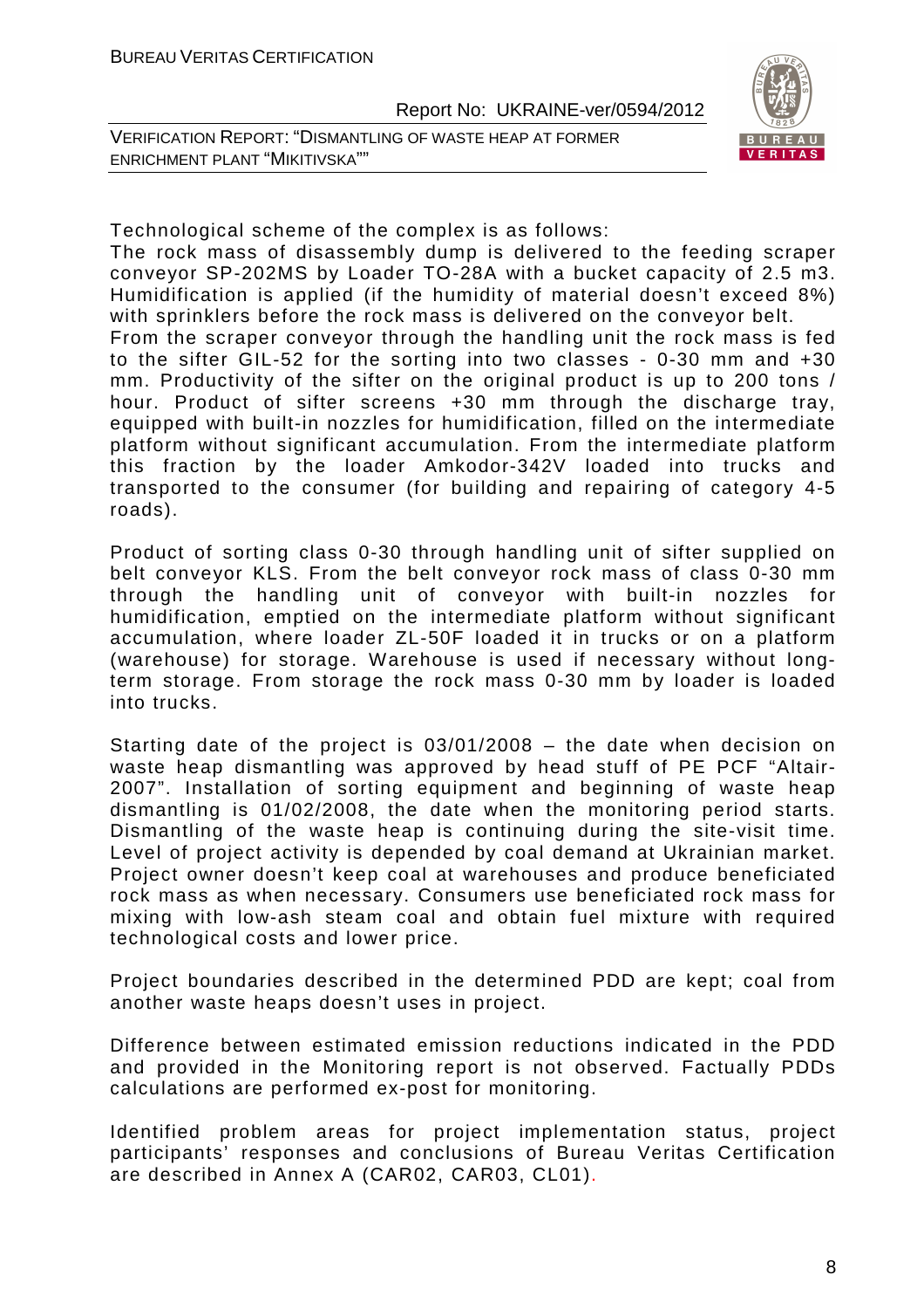Technological scheme of the complex is as follows:

The rock mass of disassembly dump is delivered to the feeding scraper conveyor SP-202MS by Loader TO-28A with a bucket capacity of 2.5 m3. Humidification is applied (if the humidity of material doesn't exceed 8%) with sprinklers before the rock mass is delivered on the conveyor belt.

From the scraper conveyor through the handling unit the rock mass is fed to the sifter GIL-52 for the sorting into two classes - 0-30 mm and +30 mm. Productivity of the sifter on the original product is up to 200 tons / hour. Product of sifter screens +30 mm through the discharge tray, equipped with built-in nozzles for humidification, filled on the intermediate platform without significant accumulation. From the intermediate platform this fraction by the loader Amkodor-342V loaded into trucks and transported to the consumer (for building and repairing of category 4-5 roads).

Product of sorting class 0-30 through handling unit of sifter supplied on belt conveyor KLS. From the belt conveyor rock mass of class 0-30 mm through the handling unit of conveyor with built-in nozzles for humidification, emptied on the intermediate platform without significant accumulation, where loader ZL-50F loaded it in trucks or on a platform (warehouse) for storage. Warehouse is used if necessary without long-term storage. From storage the rock mass 0-30 mm by loader is loaded into trucks.

Starting date of the project is 03/01/2008 – the date when decision on waste heap dismantling was approved by head stuff of PE PCF "Altair-2007". Installation of sorting equipment and beginning of waste heap dismantling is 01/02/2008, the date when the monitoring period starts. Dismantling of the waste heap is continuing during the site-visit time. Level of project activity is depended by coal demand at Ukrainian market. Project owner doesn't keep coal at warehouses and produce beneficiated rock mass as when necessary. Consumers use beneficiated rock mass for mixing with low-ash steam coal and obtain fuel mixture with required technological costs and lower price.

Project boundaries described in the determined PDD are kept; coal from another waste heaps doesn't uses in project.

Difference between estimated emission reductions indicated in the PDD and provided in the Monitoring report is not observed. Factually PDDs calculations are performed ex-post for monitoring.

Identified problem areas for project implementation status, project participants' responses and conclusions of Bureau Veritas Certification are described in Annex A (CAR02, CAR03, CL01).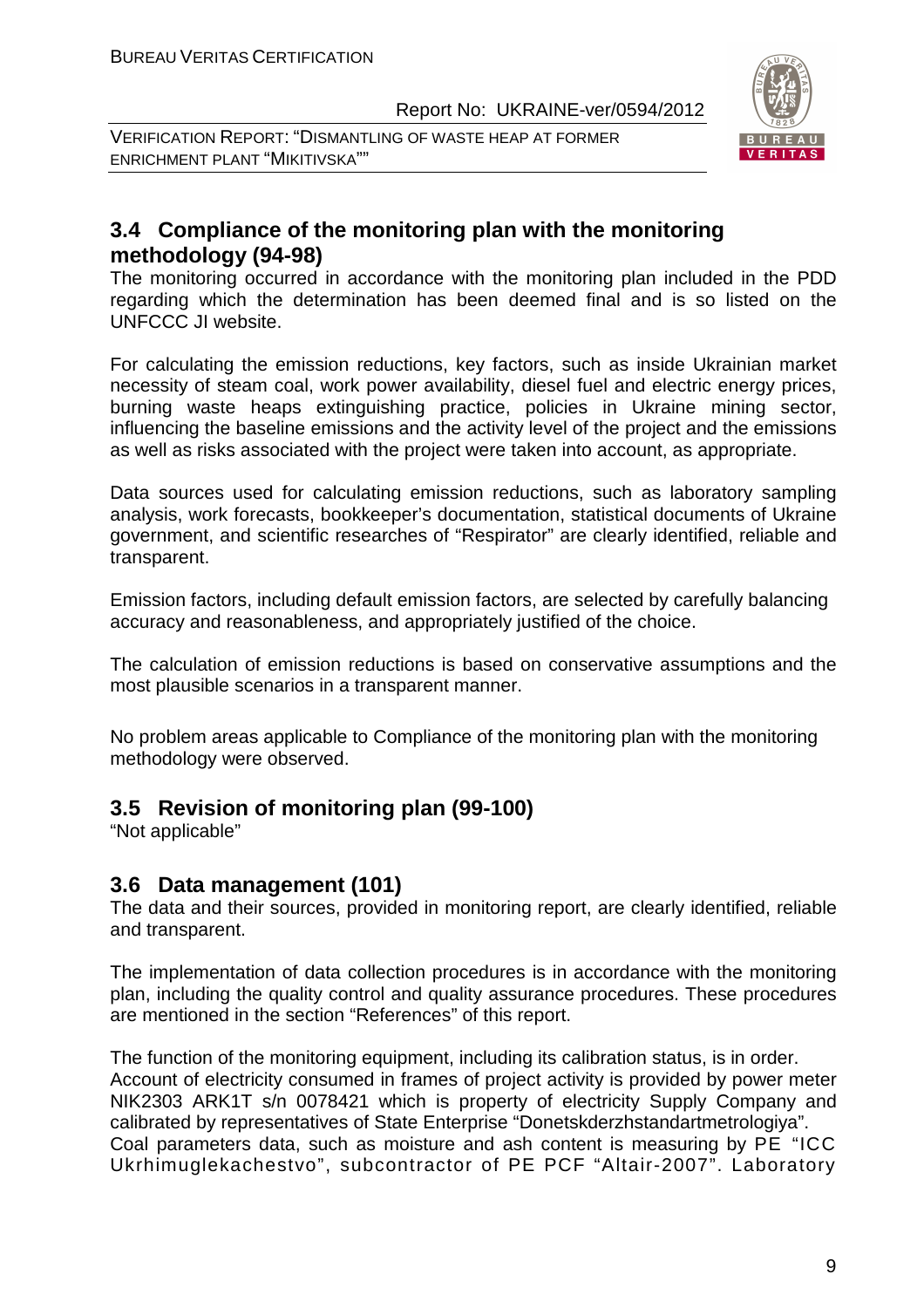## 3.4 Compliance of the monitoring plan with the monitoring methodology (94-98)

The monitoring occurred in accordance with the monitoring plan included in the PDD regarding which the determination has been deemed final and is so listed on the UNFCCC JI website.

For calculating the emission reductions, key factors, such as inside Ukrainian market necessity of steam coal, work power availability, diesel fuel and electric energy prices, burning waste heaps extinguishing practice, policies in Ukraine mining sector, influencing the baseline emissions and the activity level of the project and the emissions as well as risks associated with the project were taken into account, as appropriate.

Data sources used for calculating emission reductions, such as laboratory sampling analysis, work forecasts, bookkeeper's documentation, statistical documents of Ukraine government, and scientific researches of "Respirator" are clearly identified, reliable and transparent.

Emission factors, including default emission factors, are selected by carefully balancing accuracy and reasonableness, and appropriately justified of the choice.

The calculation of emission reductions is based on conservative assumptions and the most plausible scenarios in a transparent manner.

No problem areas applicable to Compliance of the monitoring plan with the monitoring methodology were observed.

## 3.5 Revision of monitoring plan (99-100)

"Not applicable"

## 3.6 Data management (101)

The data and their sources, provided in monitoring report, are clearly identified, reliable and transparent.

The implementation of data collection procedures is in accordance with the monitoring plan, including the quality control and quality assurance procedures. These procedures are mentioned in the section "References" of this report.

The function of the monitoring equipment, including its calibration status, is in order.
Account of electricity consumed in frames of project activity is provided by power meter NIK2303 ARK1T s/n 0078421 which is property of electricity Supply Company and calibrated by representatives of State Enterprise "Donetskderzhstandartmetrologiya".
Coal parameters data, such as moisture and ash content is measuring by PE "ICC Ukrhimuglekachestvo", subcontractor of PE PCF "Altair-2007". Laboratory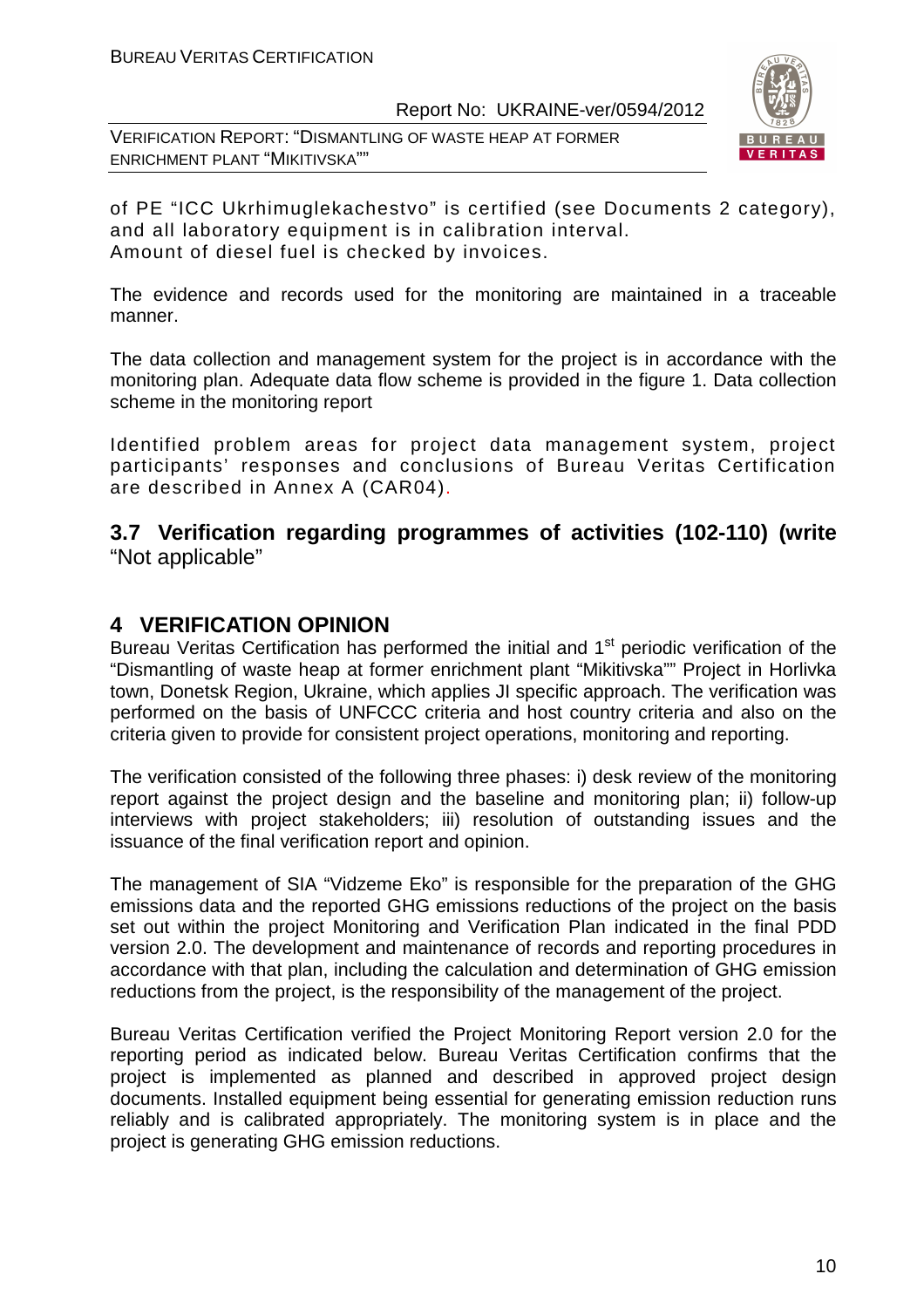of PE "ICC Ukrhimuglekachestvo" is certified (see Documents 2 category), and all laboratory equipment is in calibration interval.
Amount of diesel fuel is checked by invoices.

The evidence and records used for the monitoring are maintained in a traceable manner.

The data collection and management system for the project is in accordance with the monitoring plan. Adequate data flow scheme is provided in the figure 1. Data collection scheme in the monitoring report

Identified problem areas for project data management system, project participants' responses and conclusions of Bureau Veritas Certification are described in Annex A (CAR04).

## 3.7 Verification regarding programmes of activities (102-110) (write "Not applicable"

# 4 VERIFICATION OPINION

Bureau Veritas Certification has performed the initial and 1st periodic verification of the "Dismantling of waste heap at former enrichment plant "Mikitivska"" Project in Horlivka town, Donetsk Region, Ukraine, which applies JI specific approach. The verification was performed on the basis of UNFCCC criteria and host country criteria and also on the criteria given to provide for consistent project operations, monitoring and reporting.

The verification consisted of the following three phases: i) desk review of the monitoring report against the project design and the baseline and monitoring plan; ii) follow-up interviews with project stakeholders; iii) resolution of outstanding issues and the issuance of the final verification report and opinion.

The management of SIA "Vidzeme Eko" is responsible for the preparation of the GHG emissions data and the reported GHG emissions reductions of the project on the basis set out within the project Monitoring and Verification Plan indicated in the final PDD version 2.0. The development and maintenance of records and reporting procedures in accordance with that plan, including the calculation and determination of GHG emission reductions from the project, is the responsibility of the management of the project.

Bureau Veritas Certification verified the Project Monitoring Report version 2.0 for the reporting period as indicated below. Bureau Veritas Certification confirms that the project is implemented as planned and described in approved project design documents. Installed equipment being essential for generating emission reduction runs reliably and is calibrated appropriately. The monitoring system is in place and the project is generating GHG emission reductions.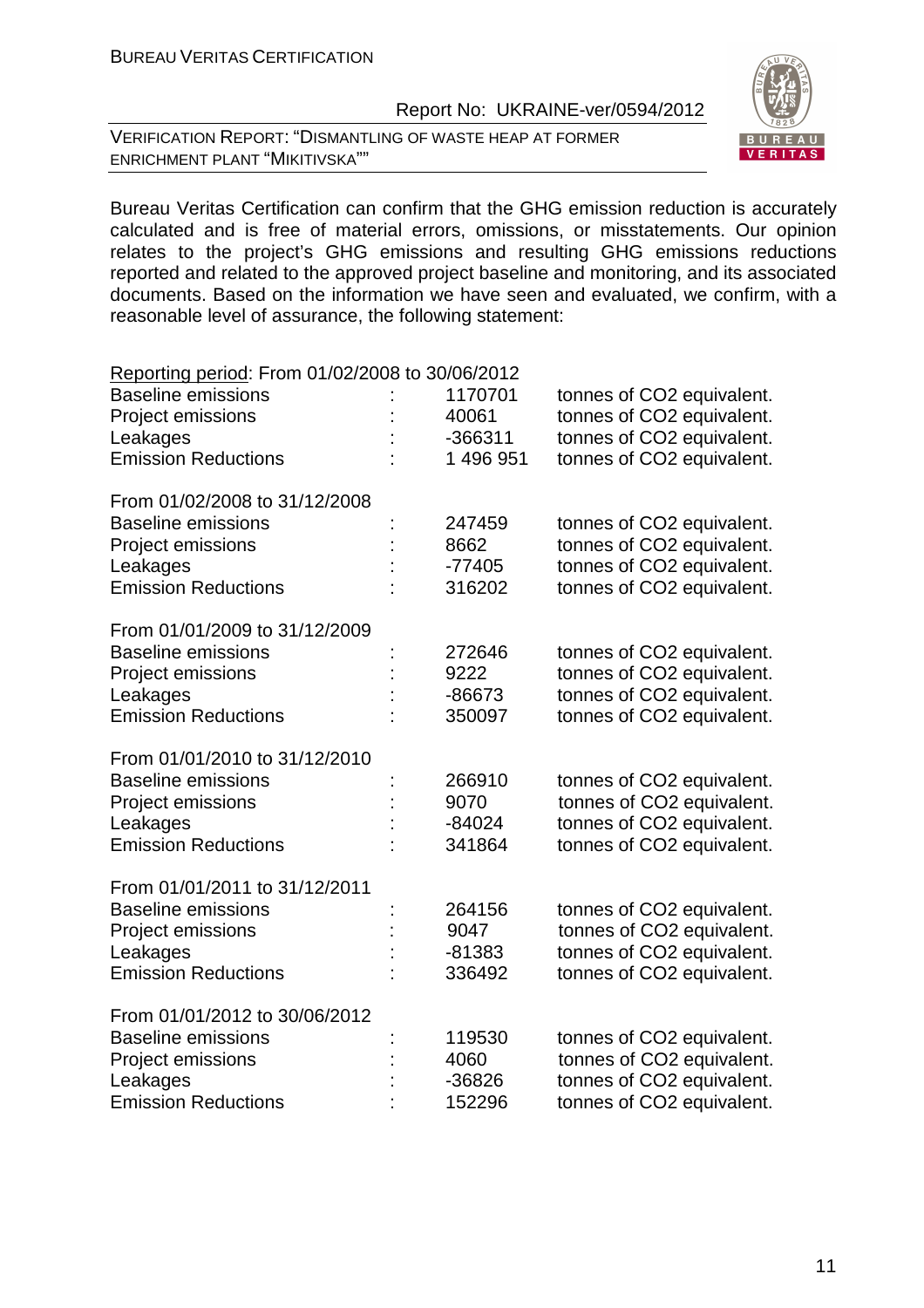Bureau Veritas Certification can confirm that the GHG emission reduction is accurately calculated and is free of material errors, omissions, or misstatements. Our opinion relates to the project's GHG emissions and resulting GHG emissions reductions reported and related to the approved project baseline and monitoring, and its associated documents. Based on the information we have seen and evaluated, we confirm, with a reasonable level of assurance, the following statement:

<u>Reporting period</u>: From 01/02/2008 to 30/06/2012

| | | | |
|---|---|---|---|
| Baseline emissions | : | 1170701 | tonnes of CO2 equivalent. |
| Project emissions | : | 40061 | tonnes of CO2 equivalent. |
| Leakages | : | -366311 | tonnes of CO2 equivalent. |
| Emission Reductions | : | 1 496 951 | tonnes of CO2 equivalent. |

From 01/02/2008 to 31/12/2008

| | | | |
|---|---|---|---|
| Baseline emissions | : | 247459 | tonnes of CO2 equivalent. |
| Project emissions | : | 8662 | tonnes of CO2 equivalent. |
| Leakages | : | -77405 | tonnes of CO2 equivalent. |
| Emission Reductions | : | 316202 | tonnes of CO2 equivalent. |

From 01/01/2009 to 31/12/2009

| | | | |
|---|---|---|---|
| Baseline emissions | : | 272646 | tonnes of CO2 equivalent. |
| Project emissions | : | 9222 | tonnes of CO2 equivalent. |
| Leakages | : | -86673 | tonnes of CO2 equivalent. |
| Emission Reductions | : | 350097 | tonnes of CO2 equivalent. |

From 01/01/2010 to 31/12/2010

| | | | |
|---|---|---|---|
| Baseline emissions | : | 266910 | tonnes of CO2 equivalent. |
| Project emissions | : | 9070 | tonnes of CO2 equivalent. |
| Leakages | : | -84024 | tonnes of CO2 equivalent. |
| Emission Reductions | : | 341864 | tonnes of CO2 equivalent. |

From 01/01/2011 to 31/12/2011

| | | | |
|---|---|---|---|
| Baseline emissions | : | 264156 | tonnes of CO2 equivalent. |
| Project emissions | : | 9047 | tonnes of CO2 equivalent. |
| Leakages | : | -81383 | tonnes of CO2 equivalent. |
| Emission Reductions | : | 336492 | tonnes of CO2 equivalent. |

From 01/01/2012 to 30/06/2012

| | | | |
|---|---|---|---|
| Baseline emissions | : | 119530 | tonnes of CO2 equivalent. |
| Project emissions | : | 4060 | tonnes of CO2 equivalent. |
| Leakages | : | -36826 | tonnes of CO2 equivalent. |
| Emission Reductions | : | 152296 | tonnes of CO2 equivalent. |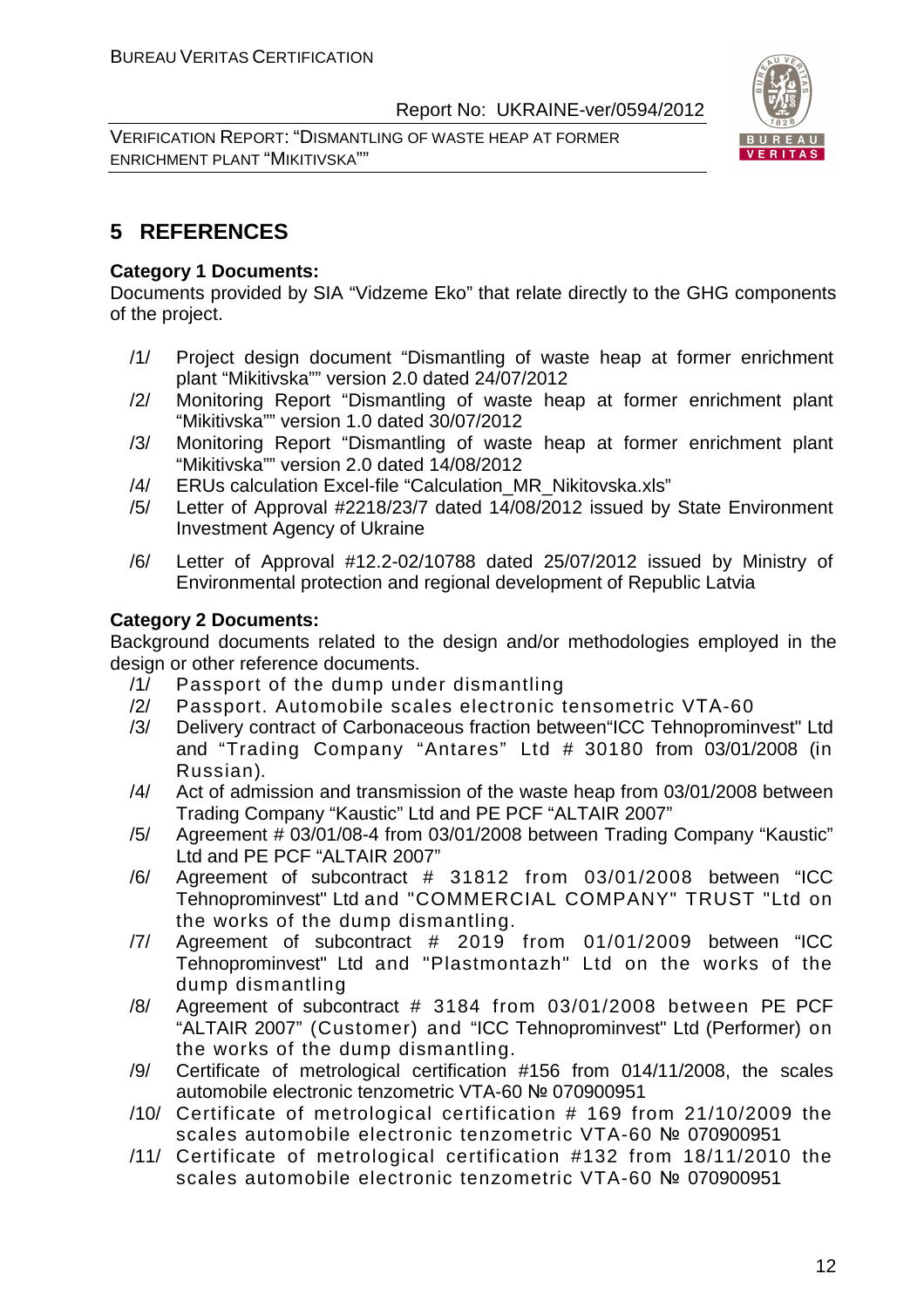## 5 REFERENCES

**Category 1 Documents:**

Documents provided by SIA "Vidzeme Eko" that relate directly to the GHG components of the project.

/1/ Project design document "Dismantling of waste heap at former enrichment plant "Mikitivska"" version 2.0 dated 24/07/2012

/2/ Monitoring Report "Dismantling of waste heap at former enrichment plant "Mikitivska"" version 1.0 dated 30/07/2012

/3/ Monitoring Report "Dismantling of waste heap at former enrichment plant "Mikitivska"" version 2.0 dated 14/08/2012

/4/ ERUs calculation Excel-file "Calculation_MR_Nikitovska.xls"

/5/ Letter of Approval #2218/23/7 dated 14/08/2012 issued by State Environment Investment Agency of Ukraine

/6/ Letter of Approval #12.2-02/10788 dated 25/07/2012 issued by Ministry of Environmental protection and regional development of Republic Latvia

**Category 2 Documents:**

Background documents related to the design and/or methodologies employed in the design or other reference documents.

/1/ Passport of the dump under dismantling

/2/ Passport. Automobile scales electronic tensometric VTA-60

/3/ Delivery contract of Carbonaceous fraction between"ICC Tehnoprominvest" Ltd and "Trading Company "Antares" Ltd # 30180 from 03/01/2008 (in Russian).

/4/ Act of admission and transmission of the waste heap from 03/01/2008 between Trading Company "Kaustic" Ltd and PE PCF "ALTAIR 2007"

/5/ Agreement # 03/01/08-4 from 03/01/2008 between Trading Company "Kaustic" Ltd and PE PCF "ALTAIR 2007"

/6/ Agreement of subcontract # 31812 from 03/01/2008 between "ICC Tehnoprominvest" Ltd and "COMMERCIAL COMPANY" TRUST "Ltd on the works of the dump dismantling.

/7/ Agreement of subcontract # 2019 from 01/01/2009 between "ICC Tehnoprominvest" Ltd and "Plastmontazh" Ltd on the works of the dump dismantling

/8/ Agreement of subcontract # 3184 from 03/01/2008 between PE PCF "ALTAIR 2007" (Customer) and "ICC Tehnoprominvest" Ltd (Performer) on the works of the dump dismantling.

/9/ Certificate of metrological certification #156 from 014/11/2008, the scales automobile electronic tenzometric VTA-60 № 070900951

/10/ Certificate of metrological certification # 169 from 21/10/2009 the scales automobile electronic tenzometric VTA-60 № 070900951

/11/ Certificate of metrological certification #132 from 18/11/2010 the scales automobile electronic tenzometric VTA-60 № 070900951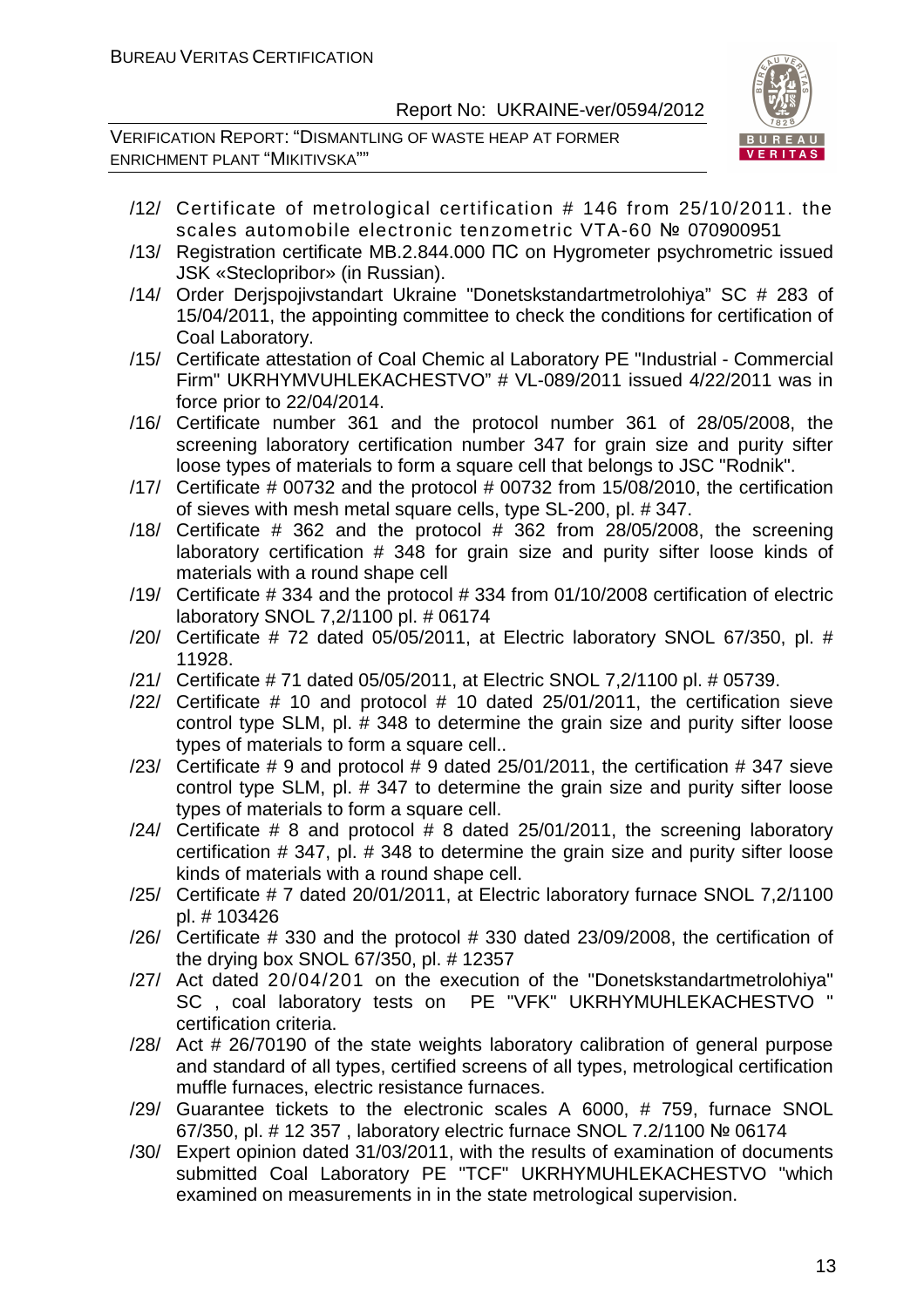/12/ Certificate of metrological certification # 146 from 25/10/2011. the scales automobile electronic tenzometric VTA-60 № 070900951

/13/ Registration certificate MB.2.844.000 ПС on Hygrometer psychrometric issued JSK «Steclopribor» (in Russian).

/14/ Order Derjspojivstandart Ukraine "Donetskstandartmetrolohiya" SC # 283 of 15/04/2011, the appointing committee to check the conditions for certification of Coal Laboratory.

/15/ Certificate attestation of Coal Chemic al Laboratory PE "Industrial - Commercial Firm" UKRHYMVUHLEKACHESTVO" # VL-089/2011 issued 4/22/2011 was in force prior to 22/04/2014.

/16/ Certificate number 361 and the protocol number 361 of 28/05/2008, the screening laboratory certification number 347 for grain size and purity sifter loose types of materials to form a square cell that belongs to JSC "Rodnik".

/17/ Certificate # 00732 and the protocol # 00732 from 15/08/2010, the certification of sieves with mesh metal square cells, type SL-200, pl. # 347.

/18/ Certificate # 362 and the protocol # 362 from 28/05/2008, the screening laboratory certification # 348 for grain size and purity sifter loose kinds of materials with a round shape cell

/19/ Certificate # 334 and the protocol # 334 from 01/10/2008 certification of electric laboratory SNOL 7,2/1100 pl. # 06174

/20/ Certificate # 72 dated 05/05/2011, at Electric laboratory SNOL 67/350, pl. # 11928.

/21/ Certificate # 71 dated 05/05/2011, at Electric SNOL 7,2/1100 pl. # 05739.

/22/ Certificate # 10 and protocol # 10 dated 25/01/2011, the certification sieve control type SLM, pl. # 348 to determine the grain size and purity sifter loose types of materials to form a square cell..

/23/ Certificate # 9 and protocol # 9 dated 25/01/2011, the certification # 347 sieve control type SLM, pl. # 347 to determine the grain size and purity sifter loose types of materials to form a square cell.

/24/ Certificate # 8 and protocol # 8 dated 25/01/2011, the screening laboratory certification # 347, pl. # 348 to determine the grain size and purity sifter loose kinds of materials with a round shape cell.

/25/ Certificate # 7 dated 20/01/2011, at Electric laboratory furnace SNOL 7,2/1100 pl. # 103426

/26/ Certificate # 330 and the protocol # 330 dated 23/09/2008, the certification of the drying box SNOL 67/350, pl. # 12357

/27/ Act dated 20/04/201 on the execution of the "Donetskstandartmetrolohiya" SC , coal laboratory tests on PE "VFK" UKRHYMUHLEKACHESTVO " certification criteria.

/28/ Act # 26/70190 of the state weights laboratory calibration of general purpose and standard of all types, certified screens of all types, metrological certification muffle furnaces, electric resistance furnaces.

/29/ Guarantee tickets to the electronic scales A 6000, # 759, furnace SNOL 67/350, pl. # 12 357 , laboratory electric furnace SNOL 7.2/1100 № 06174

/30/ Expert opinion dated 31/03/2011, with the results of examination of documents submitted Coal Laboratory PE "TCF" UKRHYMUHLEKACHESTVO "which examined on measurements in in the state metrological supervision.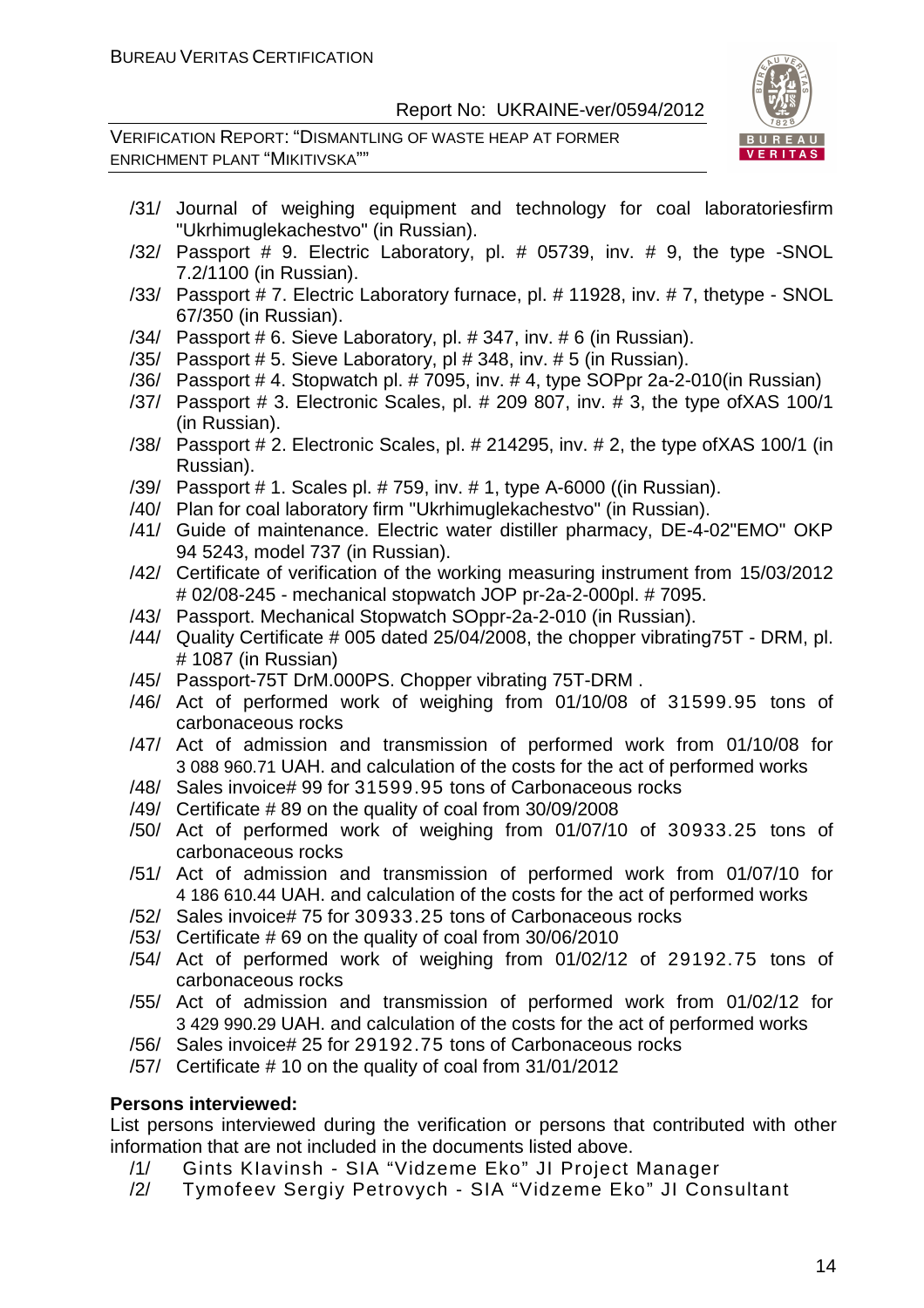/31/ Journal of weighing equipment and technology for coal laboratoriesfirm "Ukrhimuglekachestvo" (in Russian).
/32/ Passport # 9. Electric Laboratory, pl. # 05739, inv. # 9, the type -SNOL 7.2/1100 (in Russian).
/33/ Passport # 7. Electric Laboratory furnace, pl. # 11928, inv. # 7, thetype - SNOL 67/350 (in Russian).
/34/ Passport # 6. Sieve Laboratory, pl. # 347, inv. # 6 (in Russian).
/35/ Passport # 5. Sieve Laboratory, pl # 348, inv. # 5 (in Russian).
/36/ Passport # 4. Stopwatch pl. # 7095, inv. # 4, type SOPpr 2a-2-010(in Russian)
/37/ Passport # 3. Electronic Scales, pl. # 209 807, inv. # 3, the type ofXAS 100/1 (in Russian).
/38/ Passport # 2. Electronic Scales, pl. # 214295, inv. # 2, the type ofXAS 100/1 (in Russian).
/39/ Passport # 1. Scales pl. # 759, inv. # 1, type A-6000 ((in Russian).
/40/ Plan for coal laboratory firm "Ukrhimuglekachestvo" (in Russian).
/41/ Guide of maintenance. Electric water distiller pharmacy, DE-4-02"EMO" OKP 94 5243, model 737 (in Russian).
/42/ Certificate of verification of the working measuring instrument from 15/03/2012 # 02/08-245 - mechanical stopwatch JOP pr-2a-2-000pl. # 7095.
/43/ Passport. Mechanical Stopwatch SOppr-2a-2-010 (in Russian).
/44/ Quality Certificate # 005 dated 25/04/2008, the chopper vibrating75T - DRM, pl. # 1087 (in Russian)
/45/ Passport-75T DrM.000PS. Chopper vibrating 75T-DRM .
/46/ Act of performed work of weighing from 01/10/08 of 31599.95 tons of carbonaceous rocks
/47/ Act of admission and transmission of performed work from 01/10/08 for 3 088 960.71 UAH. and calculation of the costs for the act of performed works
/48/ Sales invoice# 99 for 31599.95 tons of Carbonaceous rocks
/49/ Certificate # 89 on the quality of coal from 30/09/2008
/50/ Act of performed work of weighing from 01/07/10 of 30933.25 tons of carbonaceous rocks
/51/ Act of admission and transmission of performed work from 01/07/10 for 4 186 610.44 UAH. and calculation of the costs for the act of performed works
/52/ Sales invoice# 75 for 30933.25 tons of Carbonaceous rocks
/53/ Certificate # 69 on the quality of coal from 30/06/2010
/54/ Act of performed work of weighing from 01/02/12 of 29192.75 tons of carbonaceous rocks
/55/ Act of admission and transmission of performed work from 01/02/12 for 3 429 990.29 UAH. and calculation of the costs for the act of performed works
/56/ Sales invoice# 25 for 29192.75 tons of Carbonaceous rocks
/57/ Certificate # 10 on the quality of coal from 31/01/2012

**Persons interviewed:**

List persons interviewed during the verification or persons that contributed with other information that are not included in the documents listed above.

/1/ Gints KIavinsh - SIA "Vidzeme Eko" JI Project Manager
/2/ Tymofeev Sergiy Petrovych - SIA "Vidzeme Eko" JI Consultant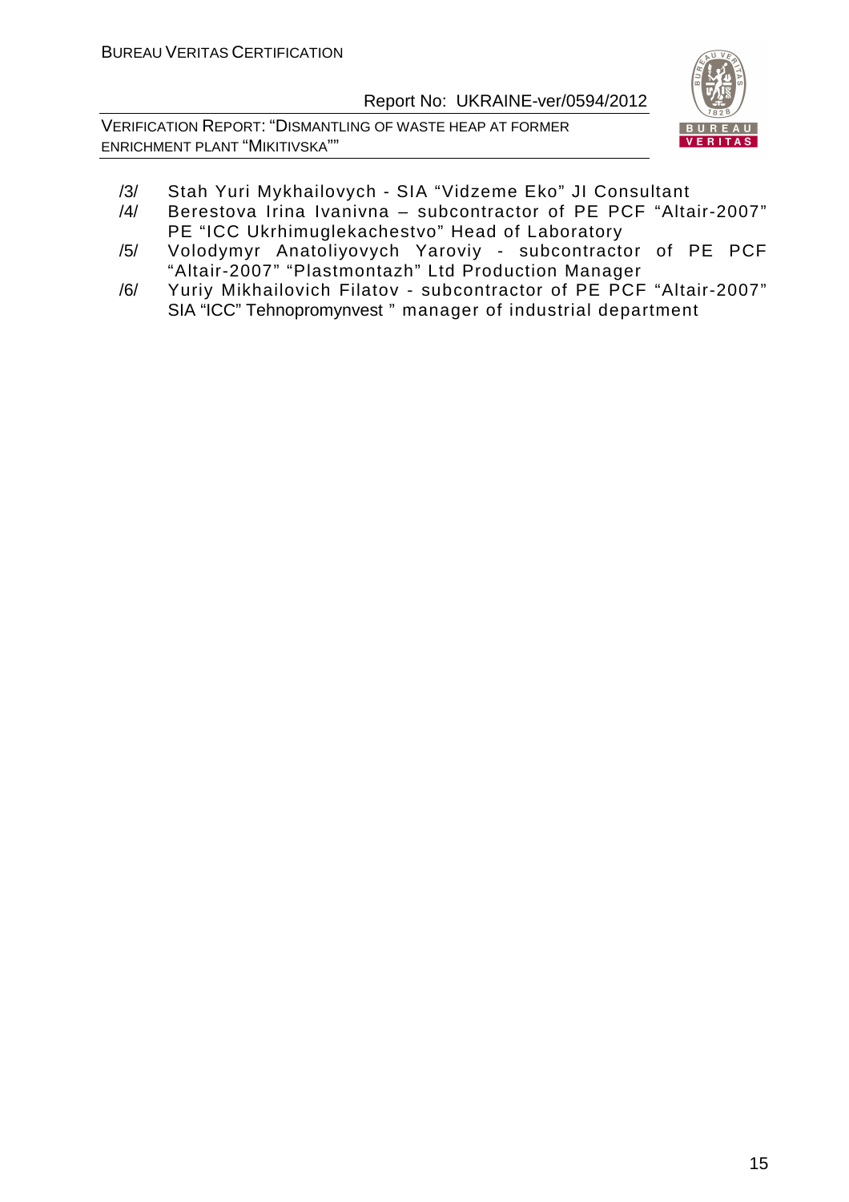/3/ Stah Yuri Mykhailovych - SIA “Vidzeme Eko” JI Consultant

/4/ Berestova Irina Ivanivna – subcontractor of PE PCF “Altair-2007” PE “ICC Ukrhimuglekachestvo” Head of Laboratory

/5/ Volodymyr Anatoliyovych Yaroviy - subcontractor of PE PCF “Altair-2007” “Plastmontazh” Ltd Production Manager

/6/ Yuriy Mikhailovich Filatov - subcontractor of PE PCF “Altair-2007” SIA “ICC” Tehnopromynvest ” manager of industrial department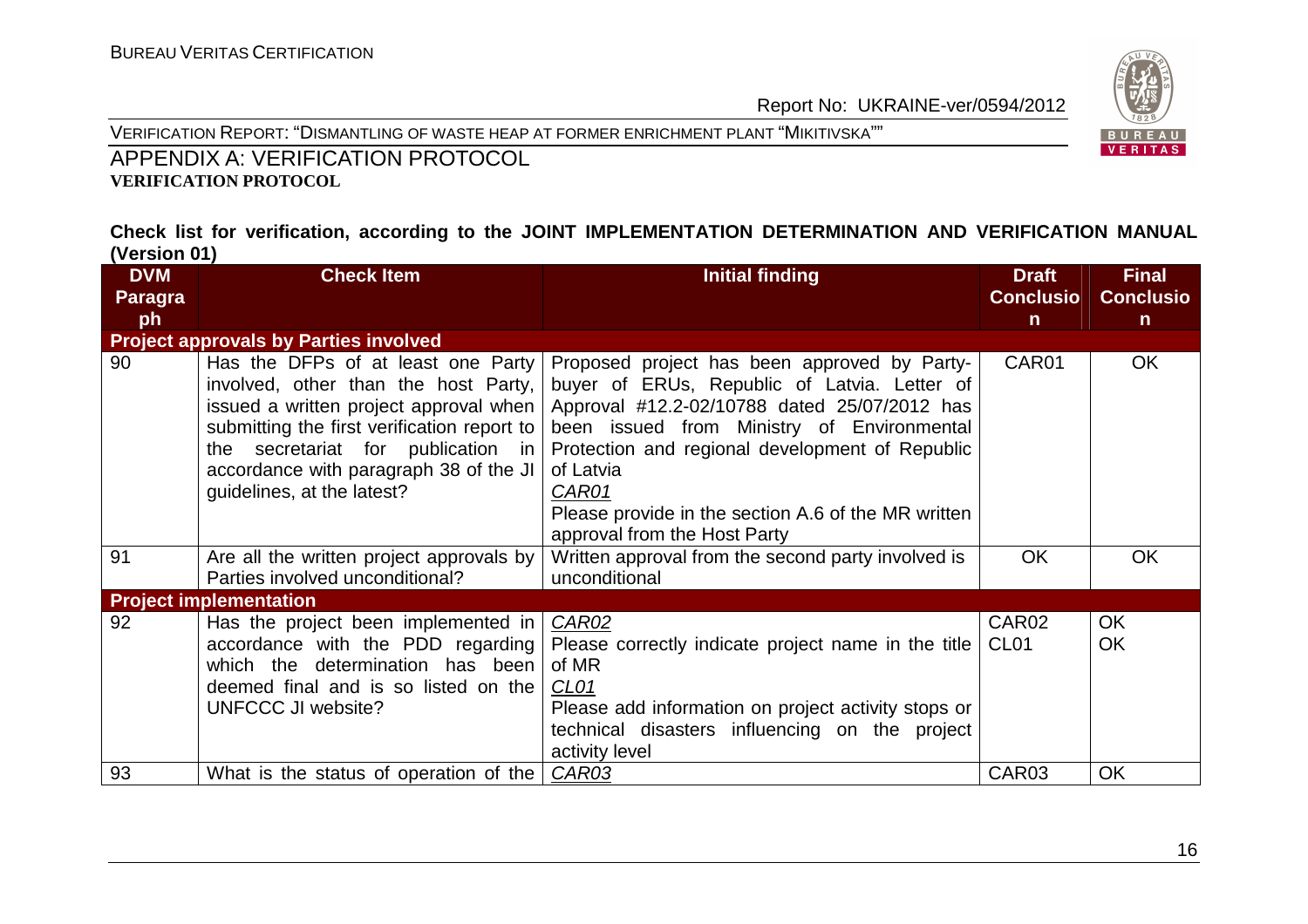## APPENDIX A: VERIFICATION PROTOCOL

**VERIFICATION PROTOCOL**

**Check list for verification, according to the JOINT IMPLEMENTATION DETERMINATION AND VERIFICATION MANUAL (Version 01)**

| DVM Paragraph | Check Item | Initial finding | Draft Conclusion | Final Conclusion |
|---|---|---|---|---|
| **Project approvals by Parties involved** | | | | |
| 90 | Has the DFPs of at least one Party involved, other than the host Party, issued a written project approval when submitting the first verification report to the secretariat for publication in accordance with paragraph 38 of the JI guidelines, at the latest? | Proposed project has been approved by Party-buyer of ERUs, Republic of Latvia. Letter of Approval #12.2-02/10788 dated 25/07/2012 has been issued from Ministry of Environmental Protection and regional development of Republic of Latvia<br>*CAR01*<br>Please provide in the section A.6 of the MR written approval from the Host Party | CAR01 | OK |
| 91 | Are all the written project approvals by Parties involved unconditional? | Written approval from the second party involved is unconditional | OK | OK |
| **Project implementation** | | | | |
| 92 | Has the project been implemented in accordance with the PDD regarding which the determination has been deemed final and is so listed on the UNFCCC JI website? | *CAR02*<br>Please correctly indicate project name in the title of MR<br>*CL01*<br>Please add information on project activity stops or technical disasters influencing on the project activity level | CAR02<br>CL01 | OK<br>OK |
| 93 | What is the status of operation of the | *CAR03* | CAR03 | OK |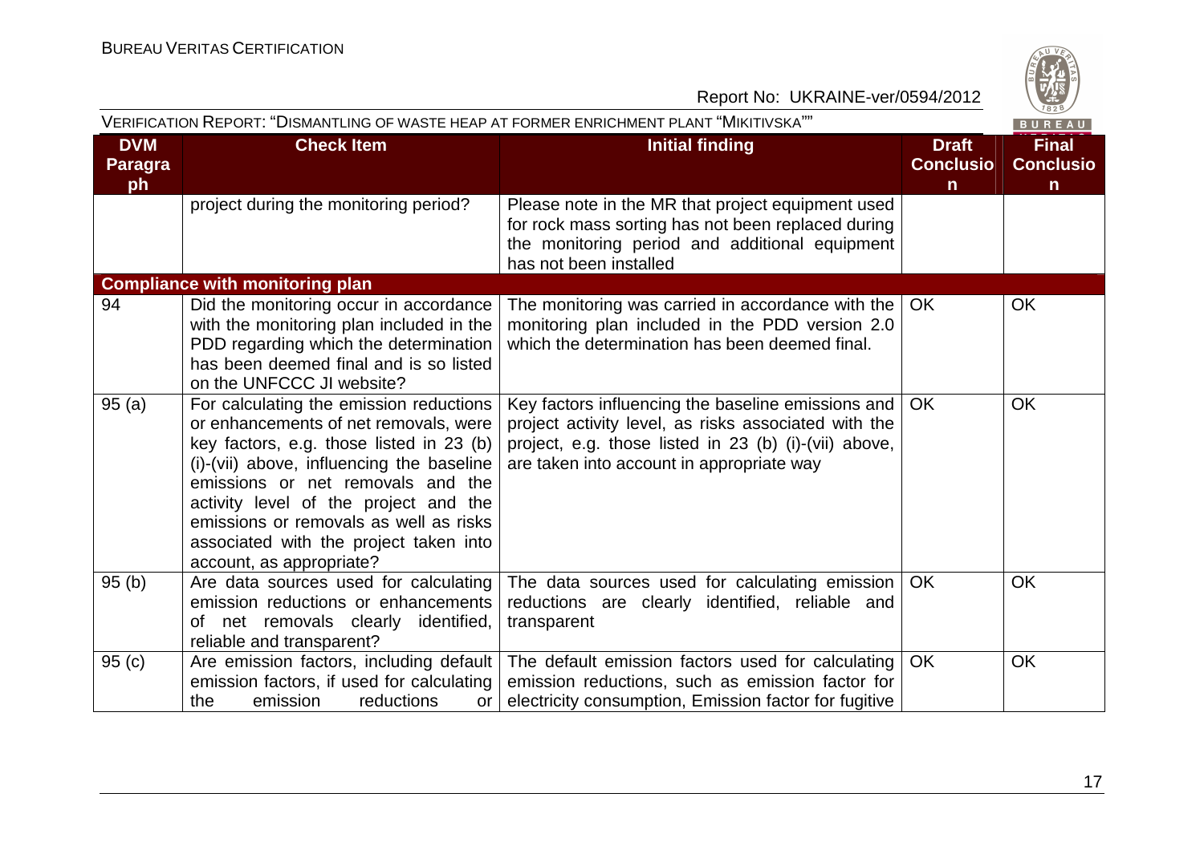| DVM Paragraph | Check Item | Initial finding | Draft Conclusion | Final Conclusion |
|---|---|---|---|---|
| | project during the monitoring period? | Please note in the MR that project equipment used for rock mass sorting has not been replaced during the monitoring period and additional equipment has not been installed | | |
| **Compliance with monitoring plan** | | | | |
| 94 | Did the monitoring occur in accordance with the monitoring plan included in the PDD regarding which the determination has been deemed final and is so listed on the UNFCCC JI website? | The monitoring was carried in accordance with the monitoring plan included in the PDD version 2.0 which the determination has been deemed final. | OK | OK |
| 95 (a) | For calculating the emission reductions or enhancements of net removals, were key factors, e.g. those listed in 23 (b) (i)-(vii) above, influencing the baseline emissions or net removals and the activity level of the project and the emissions or removals as well as risks associated with the project taken into account, as appropriate? | Key factors influencing the baseline emissions and project activity level, as risks associated with the project, e.g. those listed in 23 (b) (i)-(vii) above, are taken into account in appropriate way | OK | OK |
| 95 (b) | Are data sources used for calculating emission reductions or enhancements of net removals clearly identified, reliable and transparent? | The data sources used for calculating emission reductions are clearly identified, reliable and transparent | OK | OK |
| 95 (c) | Are emission factors, including default emission factors, if used for calculating the emission reductions or | The default emission factors used for calculating emission reductions, such as emission factor for electricity consumption, Emission factor for fugitive | OK | OK |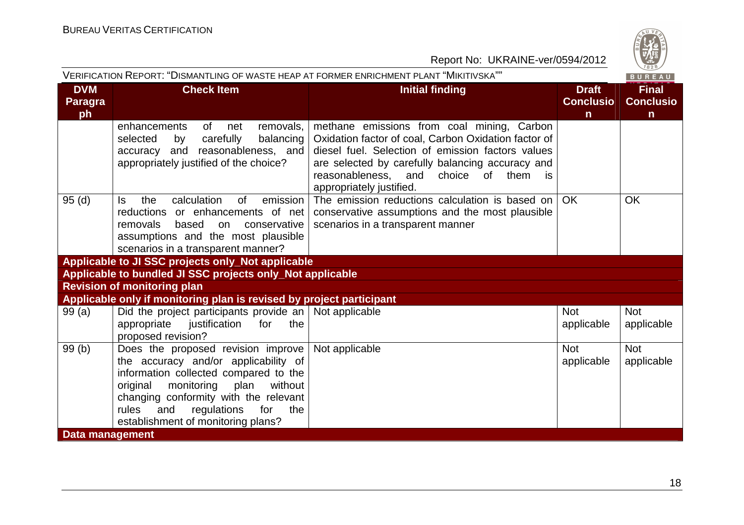| DVM Paragraph | Check Item | Initial finding | Draft Conclusion | Final Conclusion |
|---|---|---|---|---|
| | enhancements of net removals, selected by carefully balancing accuracy and reasonableness, and appropriately justified of the choice? | methane emissions from coal mining, Carbon Oxidation factor of coal, Carbon Oxidation factor of diesel fuel. Selection of emission factors values are selected by carefully balancing accuracy and reasonableness, and choice of them is appropriately justified. | | |
| 95 (d) | Is the calculation of emission reductions or enhancements of net removals based on conservative assumptions and the most plausible scenarios in a transparent manner? | The emission reductions calculation is based on conservative assumptions and the most plausible scenarios in a transparent manner | OK | OK |
| **Applicable to JI SSC projects only_Not applicable** | | | | |
| **Applicable to bundled JI SSC projects only_Not applicable** | | | | |
| **Revision of monitoring plan** | | | | |
| **Applicable only if monitoring plan is revised by project participant** | | | | |
| 99 (a) | Did the project participants provide an appropriate justification for the proposed revision? | Not applicable | Not applicable | Not applicable |
| 99 (b) | Does the proposed revision improve the accuracy and/or applicability of information collected compared to the original monitoring plan without changing conformity with the relevant rules and regulations for the establishment of monitoring plans? | Not applicable | Not applicable | Not applicable |
| **Data management** | | | | |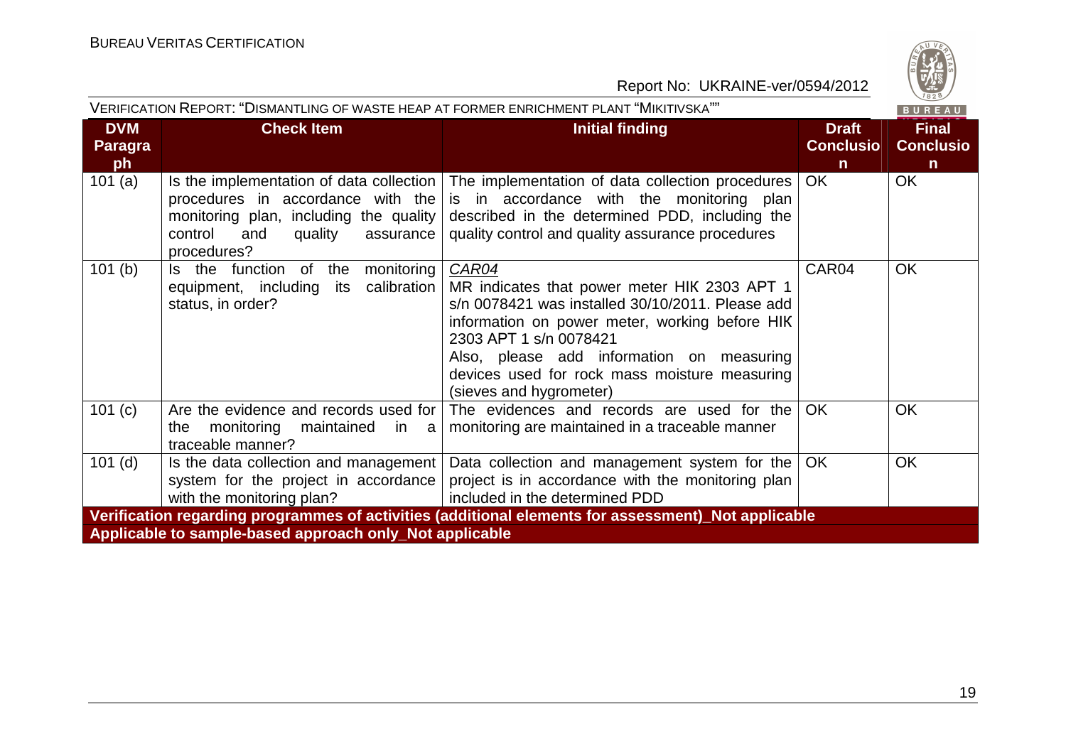| DVM Paragraph | Check Item | Initial finding | Draft Conclusion | Final Conclusion |
|---|---|---|---|---|
| 101 (a) | Is the implementation of data collection procedures in accordance with the monitoring plan, including the quality control and quality assurance procedures? | The implementation of data collection procedures is in accordance with the monitoring plan described in the determined PDD, including the quality control and quality assurance procedures | OK | OK |
| 101 (b) | Is the function of the monitoring equipment, including its calibration status, in order? | *CAR04*<br>MR indicates that power meter НІК 2303 АРТ 1 s/n 0078421 was installed 30/10/2011. Please add information on power meter, working before НІК 2303 АРТ 1 s/n 0078421<br>Also, please add information on measuring devices used for rock mass moisture measuring (sieves and hygrometer) | CAR04 | OK |
| 101 (c) | Are the evidence and records used for the monitoring maintained in a traceable manner? | The evidences and records are used for the monitoring are maintained in a traceable manner | OK | OK |
| 101 (d) | Is the data collection and management system for the project in accordance with the monitoring plan? | Data collection and management system for the project is in accordance with the monitoring plan included in the determined PDD | OK | OK |
| **Verification regarding programmes of activities (additional elements for assessment)_Not applicable** | | | | |
| **Applicable to sample-based approach only_Not applicable** | | | | |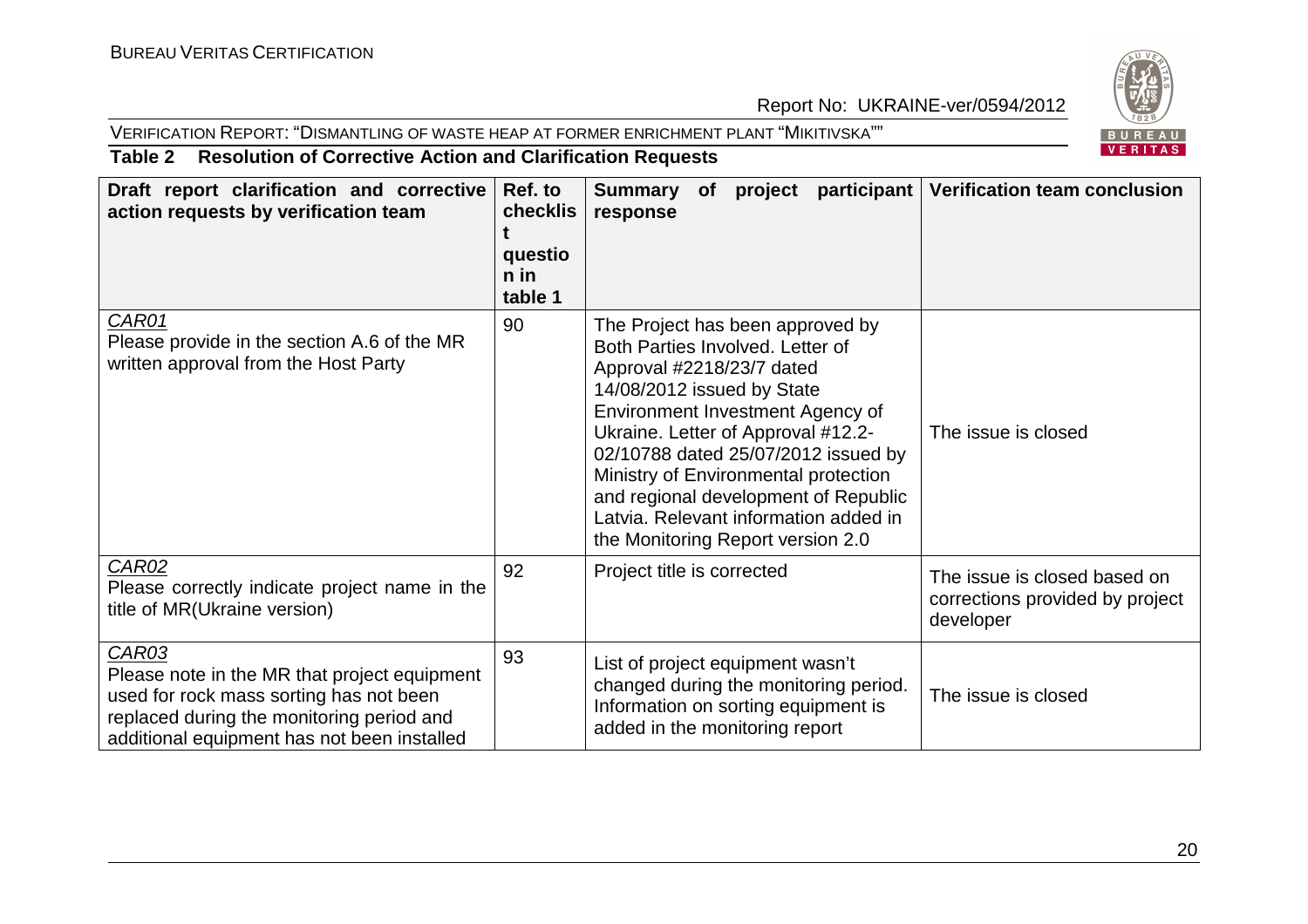**Table 2 Resolution of Corrective Action and Clarification Requests**

| Draft report clarification and corrective action requests by verification team | Ref. to checklist question in table 1 | Summary of project participant response | Verification team conclusion |
|---|---|---|---|
| *CAR01* Please provide in the section A.6 of the MR written approval from the Host Party | 90 | The Project has been approved by Both Parties Involved. Letter of Approval #2218/23/7 dated 14/08/2012 issued by State Environment Investment Agency of Ukraine. Letter of Approval #12.2-02/10788 dated 25/07/2012 issued by Ministry of Environmental protection and regional development of Republic Latvia. Relevant information added in the Monitoring Report version 2.0 | The issue is closed |
| *CAR02* Please correctly indicate project name in the title of MR(Ukraine version) | 92 | Project title is corrected | The issue is closed based on corrections provided by project developer |
| *CAR03* Please note in the MR that project equipment used for rock mass sorting has not been replaced during the monitoring period and additional equipment has not been installed | 93 | List of project equipment wasn't changed during the monitoring period. Information on sorting equipment is added in the monitoring report | The issue is closed |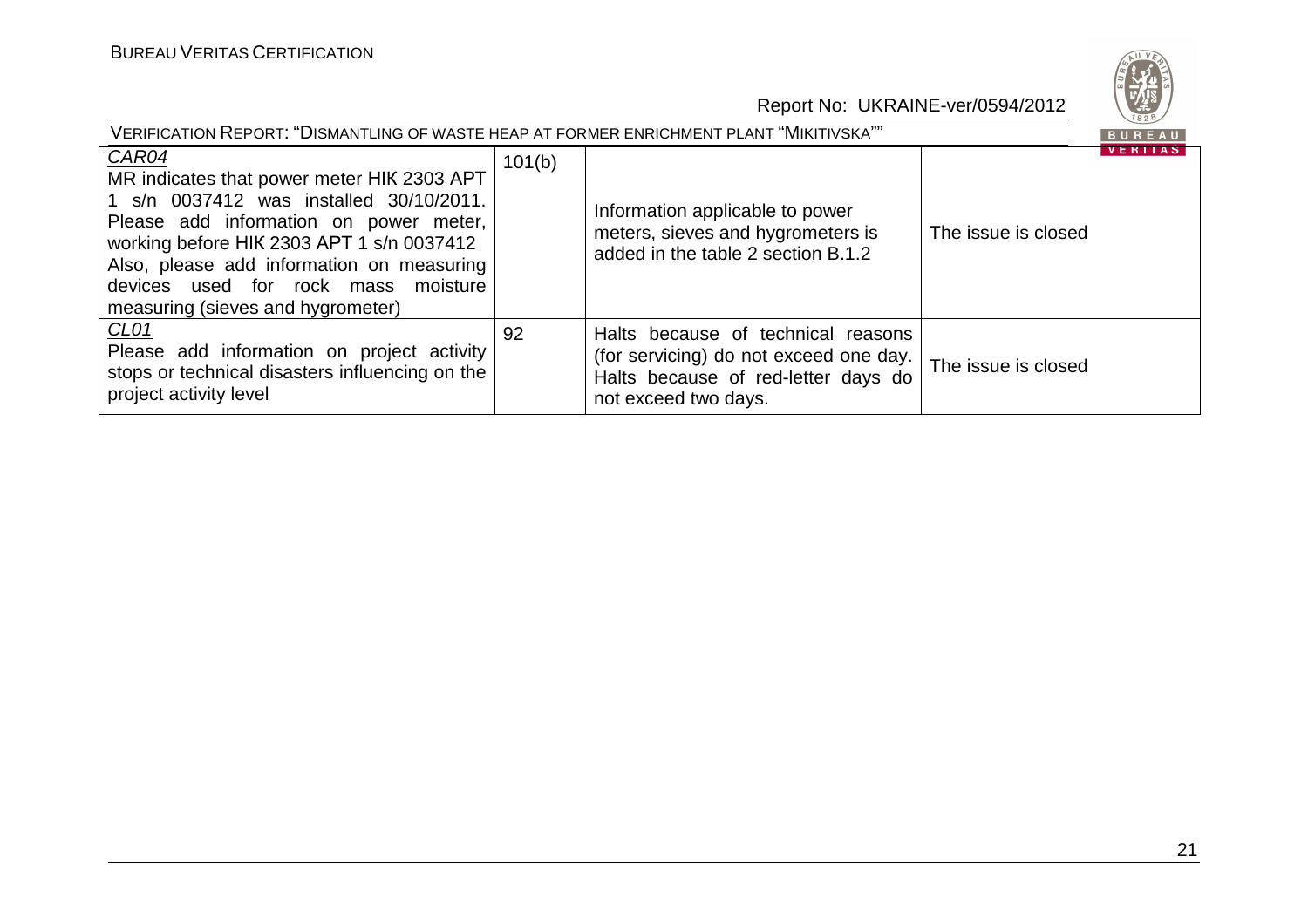| | | | |
|---|---|---|---|
| *CAR04*<br>MR indicates that power meter НІК 2303 АРТ 1 s/n 0037412 was installed 30/10/2011. Please add information on power meter, working before НІК 2303 АРТ 1 s/n 0037412 Also, please add information on measuring devices used for rock mass moisture measuring (sieves and hygrometer) | 101(b) | Information applicable to power meters, sieves and hygrometers is added in the table 2 section B.1.2 | The issue is closed |
| *CL01*<br>Please add information on project activity stops or technical disasters influencing on the project activity level | 92 | Halts because of technical reasons (for servicing) do not exceed one day. Halts because of red-letter days do not exceed two days. | The issue is closed |